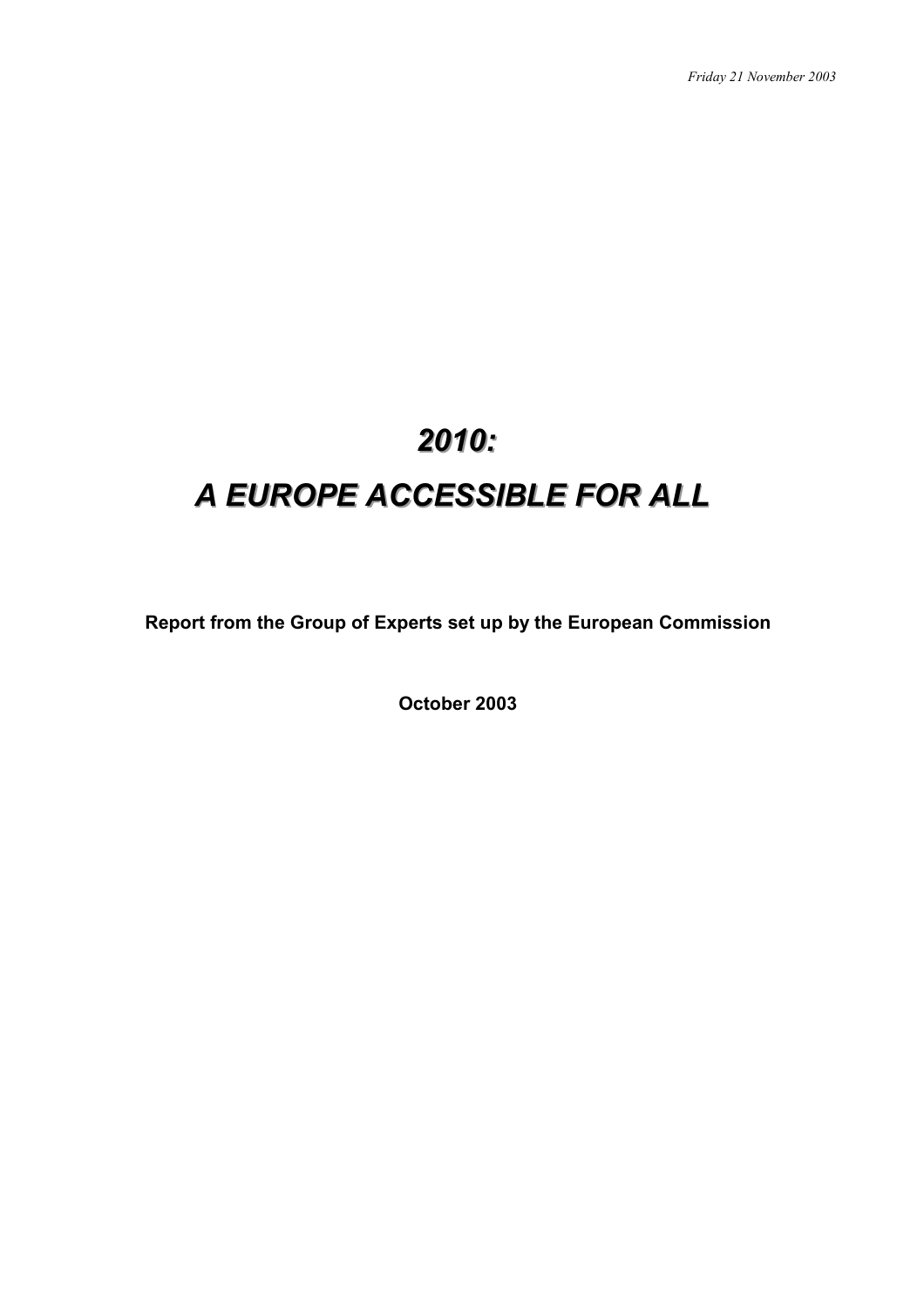*Friday 21 November 2003*

# *2010:*

# *A EUROPE ACCESSIBLE FOR ALL*

**Report from the Group of Experts set up by the European Commission**

**October 2003**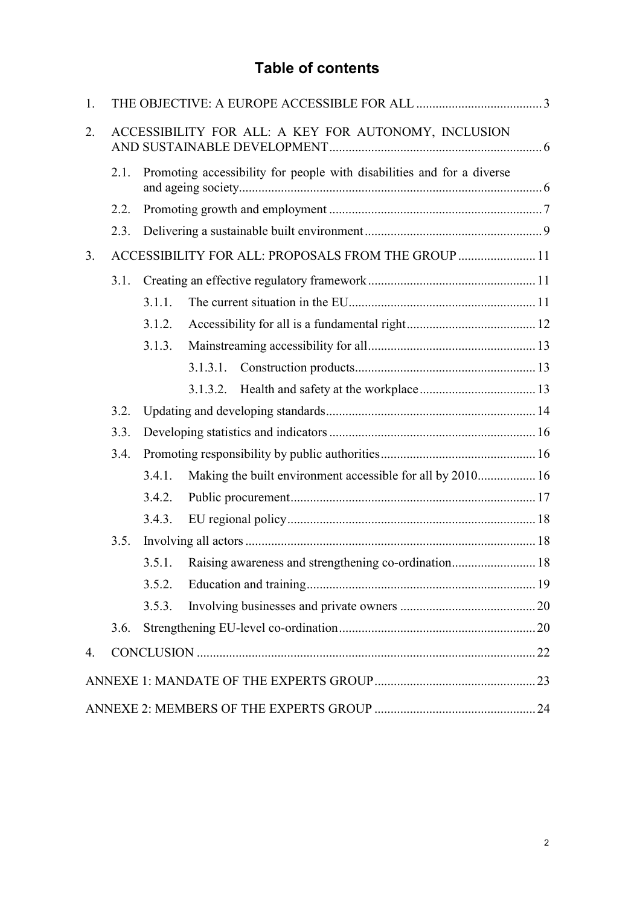# Table of contents

1. THE OBJECTIVE: A EUROPE ACCESSIBLE FOR ALL ....................................... 3
2. ACCESSIBILITY FOR ALL: A KEY FOR AUTONOMY, INCLUSION AND SUSTAINABLE DEVELOPMENT .................................................................. 6
   - 2.1. Promoting accessibility for people with disabilities and for a diverse and ageing society ............................................................................................. 6
   - 2.2. Promoting growth and employment .................................................................. 7
   - 2.3. Delivering a sustainable built environment ....................................................... 9
3. ACCESSIBILITY FOR ALL: PROPOSALS FROM THE GROUP ........................ 11
   - 3.1. Creating an effective regulatory framework .................................................... 11
     - 3.1.1. The current situation in the EU .......................................................... 11
     - 3.1.2. Accessibility for all is a fundamental right ........................................ 12
     - 3.1.3. Mainstreaming accessibility for all .................................................... 13
       - 3.1.3.1. Construction products ........................................................ 13
       - 3.1.3.2. Health and safety at the workplace .................................... 13
   - 3.2. Updating and developing standards ................................................................. 14
   - 3.3. Developing statistics and indicators ................................................................ 16
   - 3.4. Promoting responsibility by public authorities ................................................ 16
     - 3.4.1. Making the built environment accessible for all by 2010 .................. 16
     - 3.4.2. Public procurement ............................................................................ 17
     - 3.4.3. EU regional policy ............................................................................. 18
   - 3.5. Involving all actors .......................................................................................... 18
     - 3.5.1. Raising awareness and strengthening co-ordination .......................... 18
     - 3.5.2. Education and training ....................................................................... 19
     - 3.5.3. Involving businesses and private owners ........................................... 20
   - 3.6. Strengthening EU-level co-ordination ............................................................. 20
4. CONCLUSION ......................................................................................................... 22

ANNEXE 1: MANDATE OF THE EXPERTS GROUP .................................................. 23

ANNEXE 2: MEMBERS OF THE EXPERTS GROUP .................................................. 24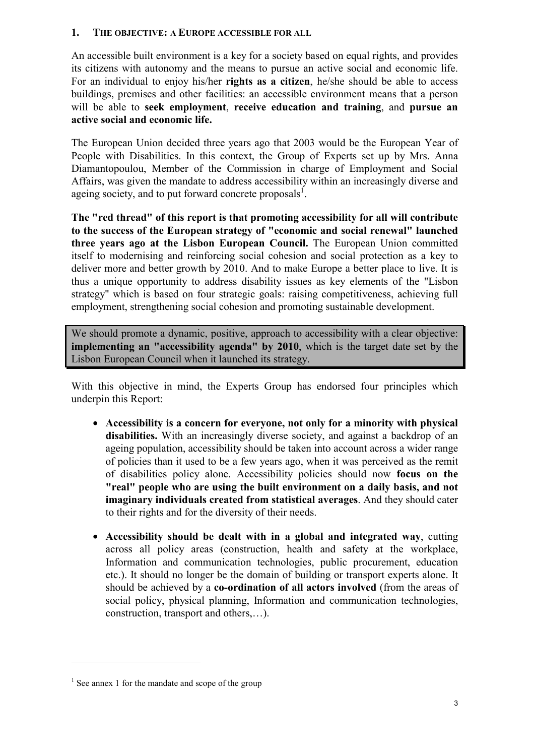## 1. THE OBJECTIVE: A EUROPE ACCESSIBLE FOR ALL

An accessible built environment is a key for a society based on equal rights, and provides its citizens with autonomy and the means to pursue an active social and economic life. For an individual to enjoy his/her **rights as a citizen**, he/she should be able to access buildings, premises and other facilities: an accessible environment means that a person will be able to **seek employment**, **receive education and training**, and **pursue an active social and economic life.**

The European Union decided three years ago that 2003 would be the European Year of People with Disabilities. In this context, the Group of Experts set up by Mrs. Anna Diamantopoulou, Member of the Commission in charge of Employment and Social Affairs, was given the mandate to address accessibility within an increasingly diverse and ageing society, and to put forward concrete proposals[1].

**The "red thread" of this report is that promoting accessibility for all will contribute to the success of the European strategy of "economic and social renewal" launched three years ago at the Lisbon European Council.** The European Union committed itself to modernising and reinforcing social cohesion and social protection as a key to deliver more and better growth by 2010. And to make Europe a better place to live. It is thus a unique opportunity to address disability issues as key elements of the "Lisbon strategy" which is based on four strategic goals: raising competitiveness, achieving full employment, strengthening social cohesion and promoting sustainable development.

> We should promote a dynamic, positive, approach to accessibility with a clear objective: **implementing an "accessibility agenda" by 2010**, which is the target date set by the Lisbon European Council when it launched its strategy.

With this objective in mind, the Experts Group has endorsed four principles which underpin this Report:

- **Accessibility is a concern for everyone, not only for a minority with physical disabilities.** With an increasingly diverse society, and against a backdrop of an ageing population, accessibility should be taken into account across a wider range of policies than it used to be a few years ago, when it was perceived as the remit of disabilities policy alone. Accessibility policies should now **focus on the "real" people who are using the built environment on a daily basis, and not imaginary individuals created from statistical averages**. And they should cater to their rights and for the diversity of their needs.

- **Accessibility should be dealt with in a global and integrated way**, cutting across all policy areas (construction, health and safety at the workplace, Information and communication technologies, public procurement, education etc.). It should no longer be the domain of building or transport experts alone. It should be achieved by a **co-ordination of all actors involved** (from the areas of social policy, physical planning, Information and communication technologies, construction, transport and others,…).

---

[1] See annex 1 for the mandate and scope of the group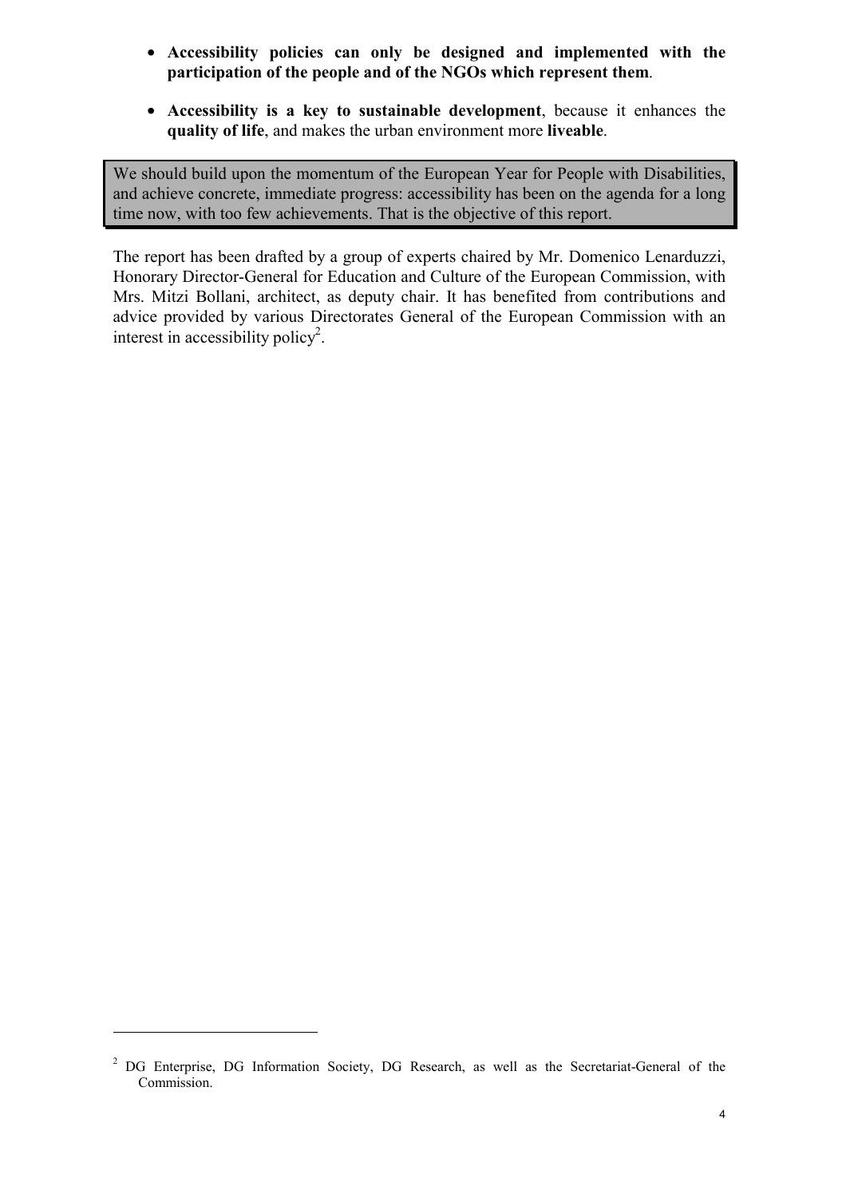- **Accessibility policies can only be designed and implemented with the participation of the people and of the NGOs which represent them**.

- **Accessibility is a key to sustainable development**, because it enhances the **quality of life**, and makes the urban environment more **liveable**.

> We should build upon the momentum of the European Year for People with Disabilities, and achieve concrete, immediate progress: accessibility has been on the agenda for a long time now, with too few achievements. That is the objective of this report.

The report has been drafted by a group of experts chaired by Mr. Domenico Lenarduzzi, Honorary Director-General for Education and Culture of the European Commission, with Mrs. Mitzi Bollani, architect, as deputy chair. It has benefited from contributions and advice provided by various Directorates General of the European Commission with an interest in accessibility policy[2].

---

[2] DG Enterprise, DG Information Society, DG Research, as well as the Secretariat-General of the Commission.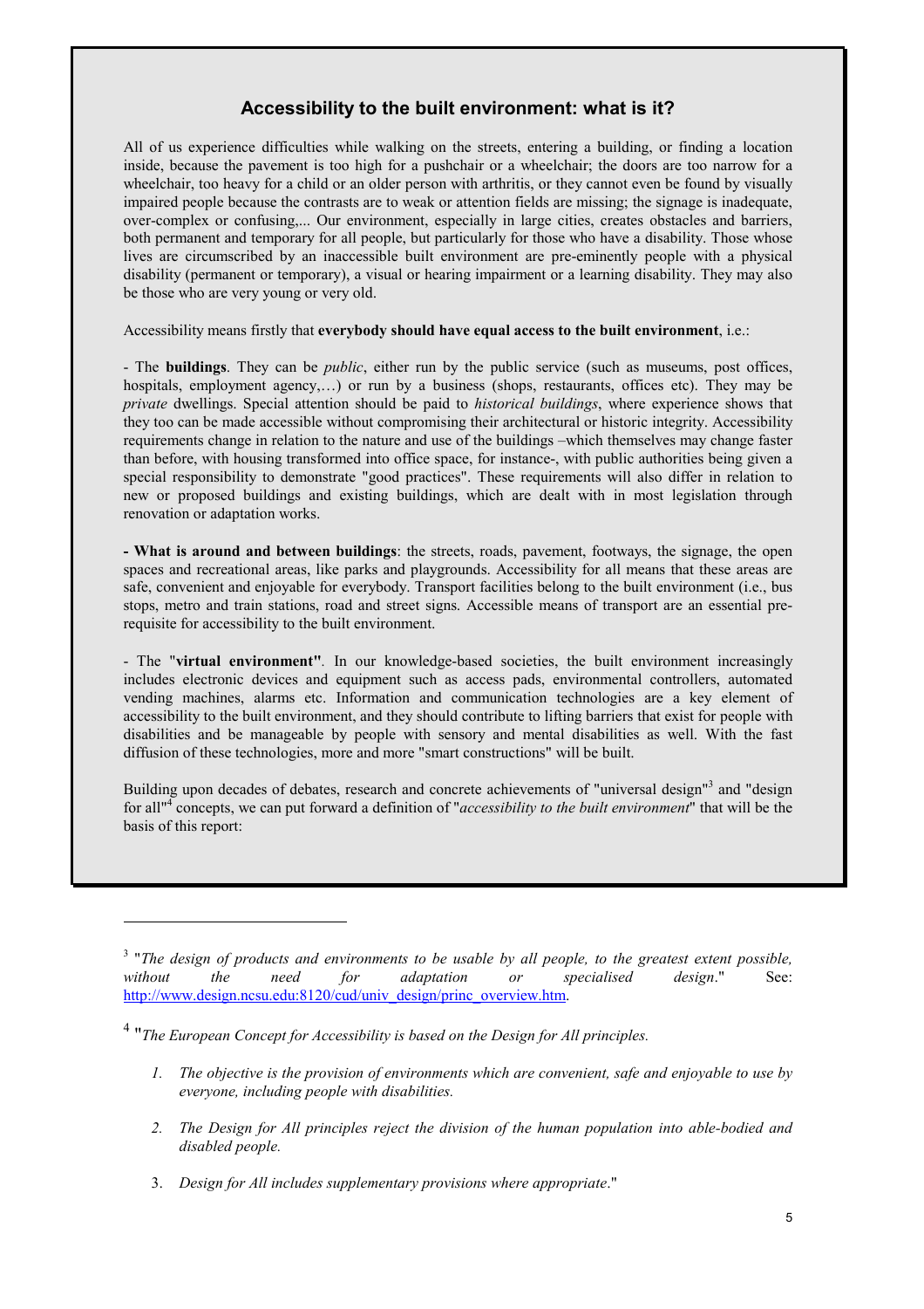## Accessibility to the built environment: what is it?

All of us experience difficulties while walking on the streets, entering a building, or finding a location inside, because the pavement is too high for a pushchair or a wheelchair; the doors are too narrow for a wheelchair, too heavy for a child or an older person with arthritis, or they cannot even be found by visually impaired people because the contrasts are to weak or attention fields are missing; the signage is inadequate, over-complex or confusing,... Our environment, especially in large cities, creates obstacles and barriers, both permanent and temporary for all people, but particularly for those who have a disability. Those whose lives are circumscribed by an inaccessible built environment are pre-eminently people with a physical disability (permanent or temporary), a visual or hearing impairment or a learning disability. They may also be those who are very young or very old.

Accessibility means firstly that **everybody should have equal access to the built environment**, i.e.:

- The **buildings**. They can be *public*, either run by the public service (such as museums, post offices, hospitals, employment agency,…) or run by a business (shops, restaurants, offices etc). They may be *private* dwellings. Special attention should be paid to *historical buildings*, where experience shows that they too can be made accessible without compromising their architectural or historic integrity. Accessibility requirements change in relation to the nature and use of the buildings –which themselves may change faster than before, with housing transformed into office space, for instance-, with public authorities being given a special responsibility to demonstrate "good practices". These requirements will also differ in relation to new or proposed buildings and existing buildings, which are dealt with in most legislation through renovation or adaptation works.

**- What is around and between buildings**: the streets, roads, pavement, footways, the signage, the open spaces and recreational areas, like parks and playgrounds. Accessibility for all means that these areas are safe, convenient and enjoyable for everybody. Transport facilities belong to the built environment (i.e., bus stops, metro and train stations, road and street signs. Accessible means of transport are an essential pre-requisite for accessibility to the built environment.

- The "**virtual environment"**. In our knowledge-based societies, the built environment increasingly includes electronic devices and equipment such as access pads, environmental controllers, automated vending machines, alarms etc. Information and communication technologies are a key element of accessibility to the built environment, and they should contribute to lifting barriers that exist for people with disabilities and be manageable by people with sensory and mental disabilities as well. With the fast diffusion of these technologies, more and more "smart constructions" will be built.

Building upon decades of debates, research and concrete achievements of "universal design"[3] and "design for all"[4] concepts, we can put forward a definition of "*accessibility to the built environment*" that will be the basis of this report:

---

[3] "*The design of products and environments to be usable by all people, to the greatest extent possible, without the need for adaptation or specialised design*." See: http://www.design.ncsu.edu:8120/cud/univ_design/princ_overview.htm.

[4] "*The European Concept for Accessibility is based on the Design for All principles.*

1. *The objective is the provision of environments which are convenient, safe and enjoyable to use by everyone, including people with disabilities.*
2. *The Design for All principles reject the division of the human population into able-bodied and disabled people.*
3. *Design for All includes supplementary provisions where appropriate*."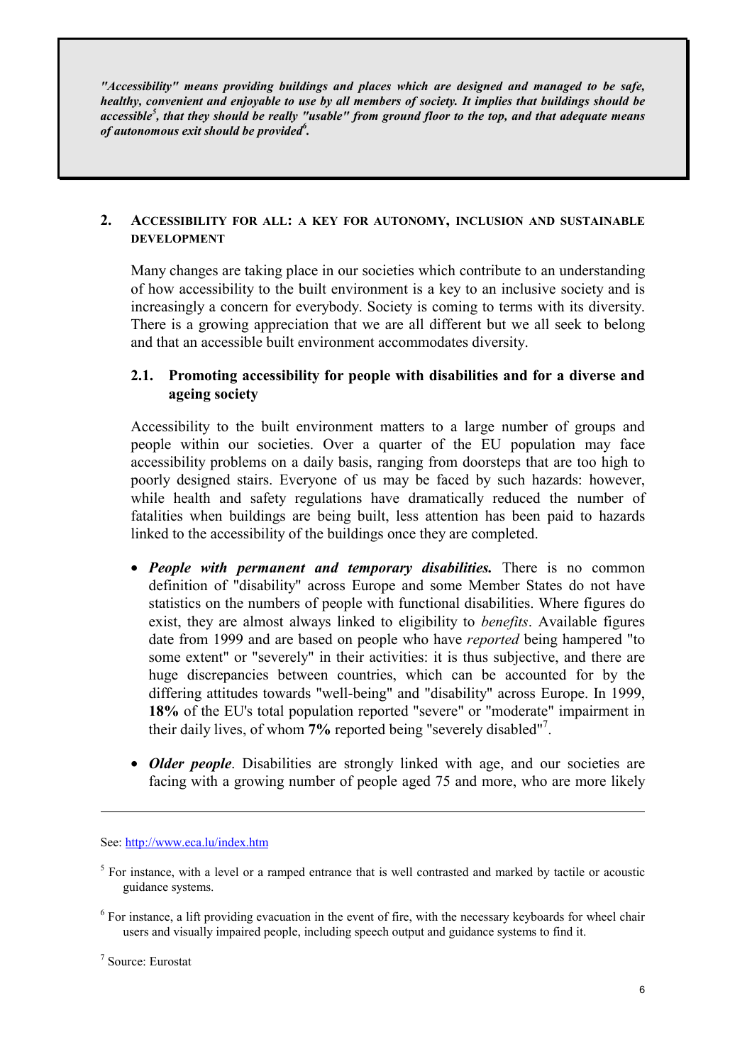> ***"Accessibility" means providing buildings and places which are designed and managed to be safe, healthy, convenient and enjoyable to use by all members of society. It implies that buildings should be accessible[5], that they should be really "usable" from ground floor to the top, and that adequate means of autonomous exit should be provided[6].***

## 2. ACCESSIBILITY FOR ALL: A KEY FOR AUTONOMY, INCLUSION AND SUSTAINABLE DEVELOPMENT

Many changes are taking place in our societies which contribute to an understanding of how accessibility to the built environment is a key to an inclusive society and is increasingly a concern for everybody. Society is coming to terms with its diversity. There is a growing appreciation that we are all different but we all seek to belong and that an accessible built environment accommodates diversity.

### 2.1. Promoting accessibility for people with disabilities and for a diverse and ageing society

Accessibility to the built environment matters to a large number of groups and people within our societies. Over a quarter of the EU population may face accessibility problems on a daily basis, ranging from doorsteps that are too high to poorly designed stairs. Everyone of us may be faced by such hazards: however, while health and safety regulations have dramatically reduced the number of fatalities when buildings are being built, less attention has been paid to hazards linked to the accessibility of the buildings once they are completed.

- ***People with permanent and temporary disabilities.*** There is no common definition of "disability" across Europe and some Member States do not have statistics on the numbers of people with functional disabilities. Where figures do exist, they are almost always linked to eligibility to *benefits*. Available figures date from 1999 and are based on people who have *reported* being hampered "to some extent" or "severely" in their activities: it is thus subjective, and there are huge discrepancies between countries, which can be accounted for by the differing attitudes towards "well-being" and "disability" across Europe. In 1999, **18%** of the EU's total population reported "severe" or "moderate" impairment in their daily lives, of whom **7%** reported being "severely disabled"[7].

- ***Older people***. Disabilities are strongly linked with age, and our societies are facing with a growing number of people aged 75 and more, who are more likely

---

See: http://www.eca.lu/index.htm

[5] For instance, with a level or a ramped entrance that is well contrasted and marked by tactile or acoustic guidance systems.

[6] For instance, a lift providing evacuation in the event of fire, with the necessary keyboards for wheel chair users and visually impaired people, including speech output and guidance systems to find it.

[7] Source: Eurostat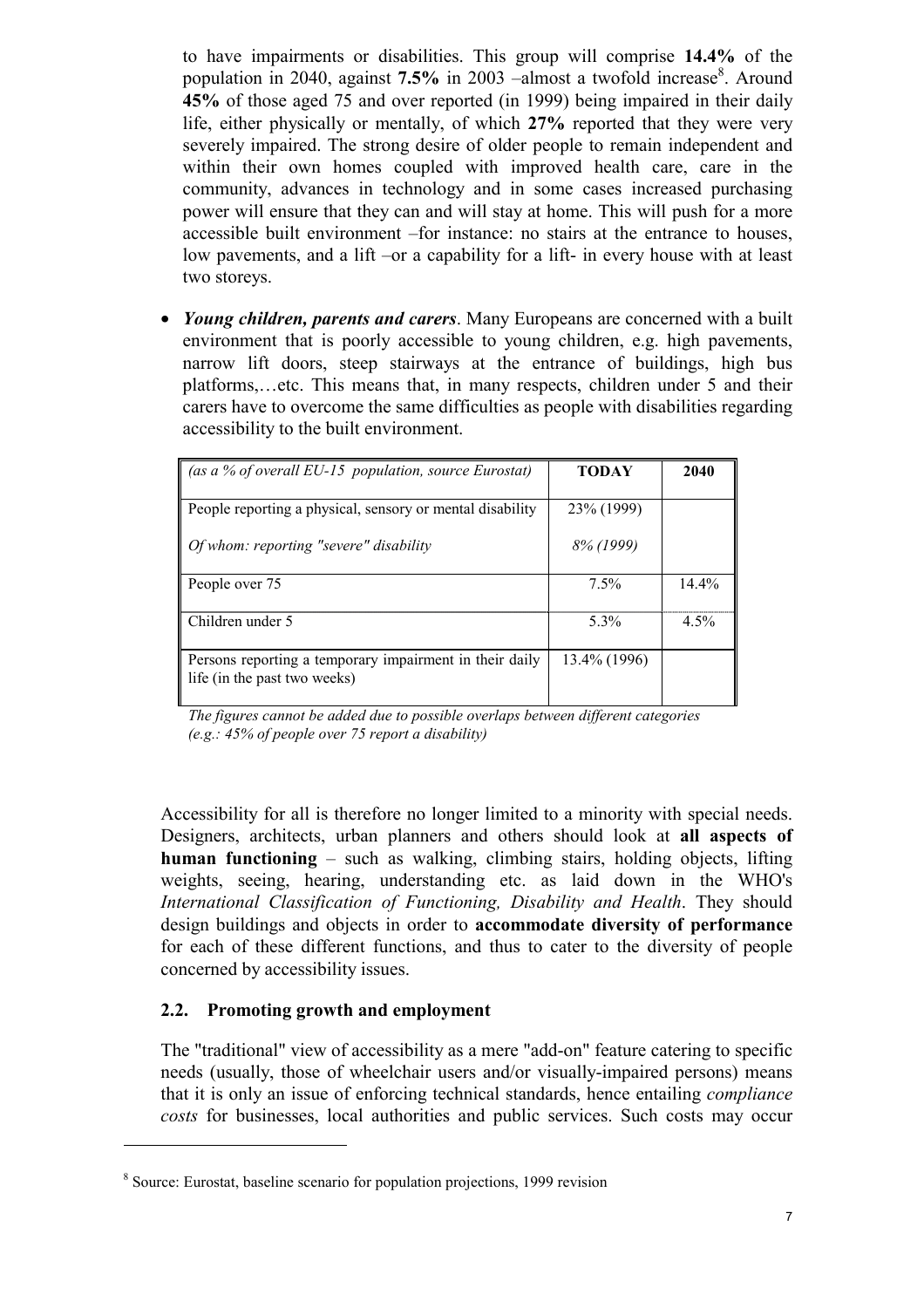to have impairments or disabilities. This group will comprise **14.4%** of the population in 2040, against **7.5%** in 2003 –almost a twofold increase[8]. Around **45%** of those aged 75 and over reported (in 1999) being impaired in their daily life, either physically or mentally, of which **27%** reported that they were very severely impaired. The strong desire of older people to remain independent and within their own homes coupled with improved health care, care in the community, advances in technology and in some cases increased purchasing power will ensure that they can and will stay at home. This will push for a more accessible built environment –for instance: no stairs at the entrance to houses, low pavements, and a lift –or a capability for a lift- in every house with at least two storeys.

- ***Young children, parents and carers***. Many Europeans are concerned with a built environment that is poorly accessible to young children, e.g. high pavements, narrow lift doors, steep stairways at the entrance of buildings, high bus platforms,…etc. This means that, in many respects, children under 5 and their carers have to overcome the same difficulties as people with disabilities regarding accessibility to the built environment.

| *(as a % of overall EU-15 population, source Eurostat)* | **TODAY** | **2040** |
|---|---|---|
| People reporting a physical, sensory or mental disability | 23% (1999) | |
| *Of whom: reporting "severe" disability* | *8% (1999)* | |
| People over 75 | 7.5% | 14.4% |
| Children under 5 | 5.3% | 4.5% |
| Persons reporting a temporary impairment in their daily life (in the past two weeks) | 13.4% (1996) | |

*The figures cannot be added due to possible overlaps between different categories (e.g.: 45% of people over 75 report a disability)*

Accessibility for all is therefore no longer limited to a minority with special needs. Designers, architects, urban planners and others should look at **all aspects of human functioning** – such as walking, climbing stairs, holding objects, lifting weights, seeing, hearing, understanding etc. as laid down in the WHO's *International Classification of Functioning, Disability and Health*. They should design buildings and objects in order to **accommodate diversity of performance** for each of these different functions, and thus to cater to the diversity of people concerned by accessibility issues.

### 2.2. Promoting growth and employment

The "traditional" view of accessibility as a mere "add-on" feature catering to specific needs (usually, those of wheelchair users and/or visually-impaired persons) means that it is only an issue of enforcing technical standards, hence entailing *compliance costs* for businesses, local authorities and public services. Such costs may occur

[8] Source: Eurostat, baseline scenario for population projections, 1999 revision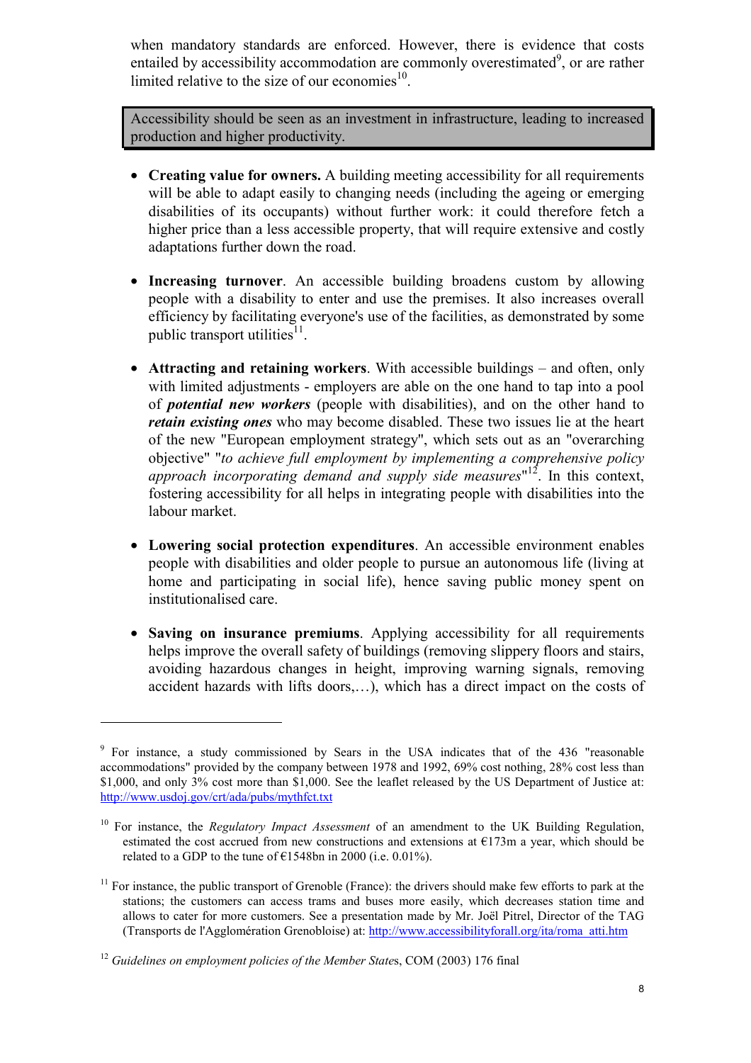when mandatory standards are enforced. However, there is evidence that costs entailed by accessibility accommodation are commonly overestimated[9], or are rather limited relative to the size of our economies[10].

> Accessibility should be seen as an investment in infrastructure, leading to increased production and higher productivity.

- **Creating value for owners.** A building meeting accessibility for all requirements will be able to adapt easily to changing needs (including the ageing or emerging disabilities of its occupants) without further work: it could therefore fetch a higher price than a less accessible property, that will require extensive and costly adaptations further down the road.

- **Increasing turnover**. An accessible building broadens custom by allowing people with a disability to enter and use the premises. It also increases overall efficiency by facilitating everyone's use of the facilities, as demonstrated by some public transport utilities[11].

- **Attracting and retaining workers**. With accessible buildings – and often, only with limited adjustments - employers are able on the one hand to tap into a pool of ***potential new workers*** (people with disabilities), and on the other hand to ***retain existing ones*** who may become disabled. These two issues lie at the heart of the new "European employment strategy", which sets out as an "overarching objective" "*to achieve full employment by implementing a comprehensive policy approach incorporating demand and supply side measures*"[12]. In this context, fostering accessibility for all helps in integrating people with disabilities into the labour market.

- **Lowering social protection expenditures**. An accessible environment enables people with disabilities and older people to pursue an autonomous life (living at home and participating in social life), hence saving public money spent on institutionalised care.

- **Saving on insurance premiums**. Applying accessibility for all requirements helps improve the overall safety of buildings (removing slippery floors and stairs, avoiding hazardous changes in height, improving warning signals, removing accident hazards with lifts doors,…), which has a direct impact on the costs of

---

[9] For instance, a study commissioned by Sears in the USA indicates that of the 436 "reasonable accommodations" provided by the company between 1978 and 1992, 69% cost nothing, 28% cost less than $1,000, and only 3% cost more than $1,000. See the leaflet released by the US Department of Justice at: http://www.usdoj.gov/crt/ada/pubs/mythfct.txt

[10] For instance, the *Regulatory Impact Assessment* of an amendment to the UK Building Regulation, estimated the cost accrued from new constructions and extensions at €173m a year, which should be related to a GDP to the tune of €1548bn in 2000 (i.e. 0.01%).

[11] For instance, the public transport of Grenoble (France): the drivers should make few efforts to park at the stations; the customers can access trams and buses more easily, which decreases station time and allows to cater for more customers. See a presentation made by Mr. Joël Pitrel, Director of the TAG (Transports de l'Agglomération Grenobloise) at: http://www.accessibilityforall.org/ita/roma_atti.htm

[12] *Guidelines on employment policies of the Member State*s, COM (2003) 176 final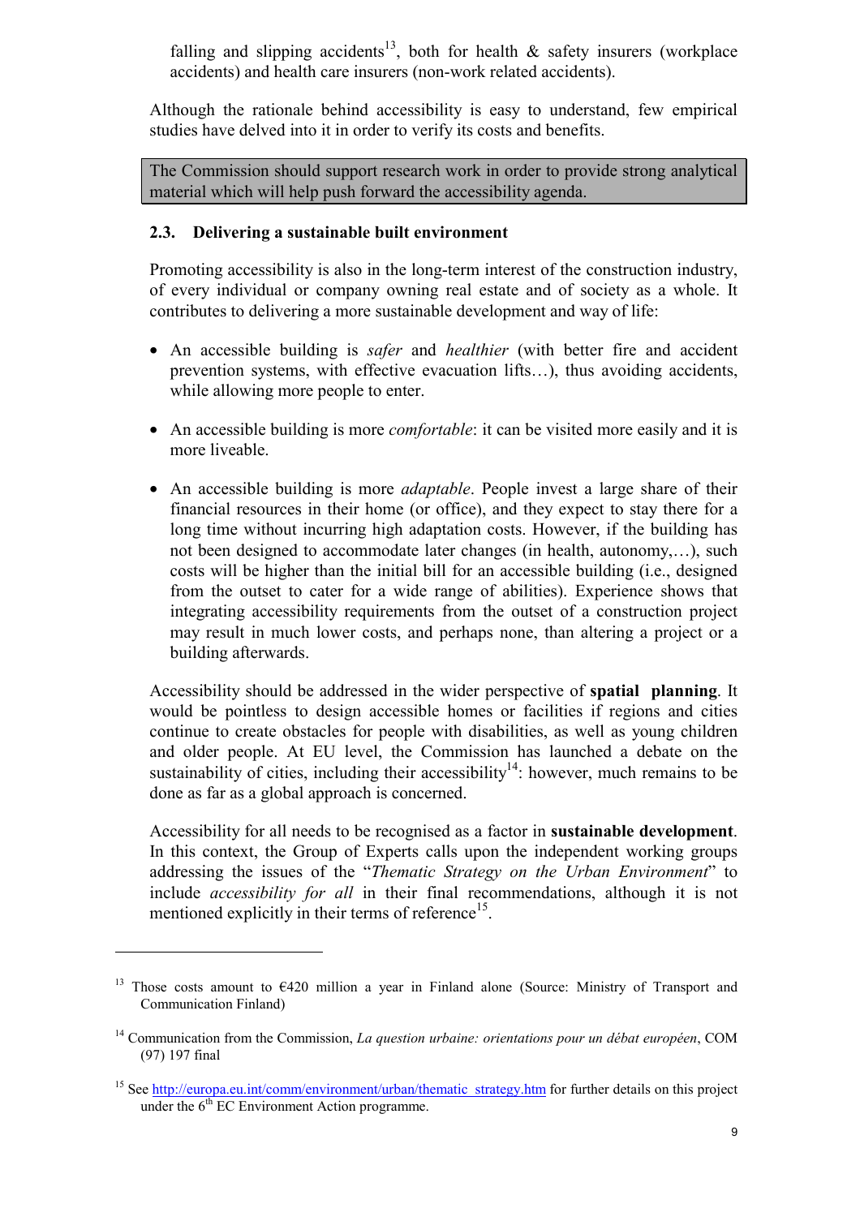falling and slipping accidents[13], both for health & safety insurers (workplace accidents) and health care insurers (non-work related accidents).

Although the rationale behind accessibility is easy to understand, few empirical studies have delved into it in order to verify its costs and benefits.

> The Commission should support research work in order to provide strong analytical material which will help push forward the accessibility agenda.

### 2.3. Delivering a sustainable built environment

Promoting accessibility is also in the long-term interest of the construction industry, of every individual or company owning real estate and of society as a whole. It contributes to delivering a more sustainable development and way of life:

- An accessible building is *safer* and *healthier* (with better fire and accident prevention systems, with effective evacuation lifts…), thus avoiding accidents, while allowing more people to enter.
- An accessible building is more *comfortable*: it can be visited more easily and it is more liveable.
- An accessible building is more *adaptable*. People invest a large share of their financial resources in their home (or office), and they expect to stay there for a long time without incurring high adaptation costs. However, if the building has not been designed to accommodate later changes (in health, autonomy,…), such costs will be higher than the initial bill for an accessible building (i.e., designed from the outset to cater for a wide range of abilities). Experience shows that integrating accessibility requirements from the outset of a construction project may result in much lower costs, and perhaps none, than altering a project or a building afterwards.

Accessibility should be addressed in the wider perspective of **spatial planning**. It would be pointless to design accessible homes or facilities if regions and cities continue to create obstacles for people with disabilities, as well as young children and older people. At EU level, the Commission has launched a debate on the sustainability of cities, including their accessibility[14]: however, much remains to be done as far as a global approach is concerned.

Accessibility for all needs to be recognised as a factor in **sustainable development**. In this context, the Group of Experts calls upon the independent working groups addressing the issues of the "*Thematic Strategy on the Urban Environment*" to include *accessibility for all* in their final recommendations, although it is not mentioned explicitly in their terms of reference[15].

---

[13] Those costs amount to €420 million a year in Finland alone (Source: Ministry of Transport and Communication Finland)

[14] Communication from the Commission, *La question urbaine: orientations pour un débat européen*, COM (97) 197 final

[15] See http://europa.eu.int/comm/environment/urban/thematic_strategy.htm for further details on this project under the 6th EC Environment Action programme.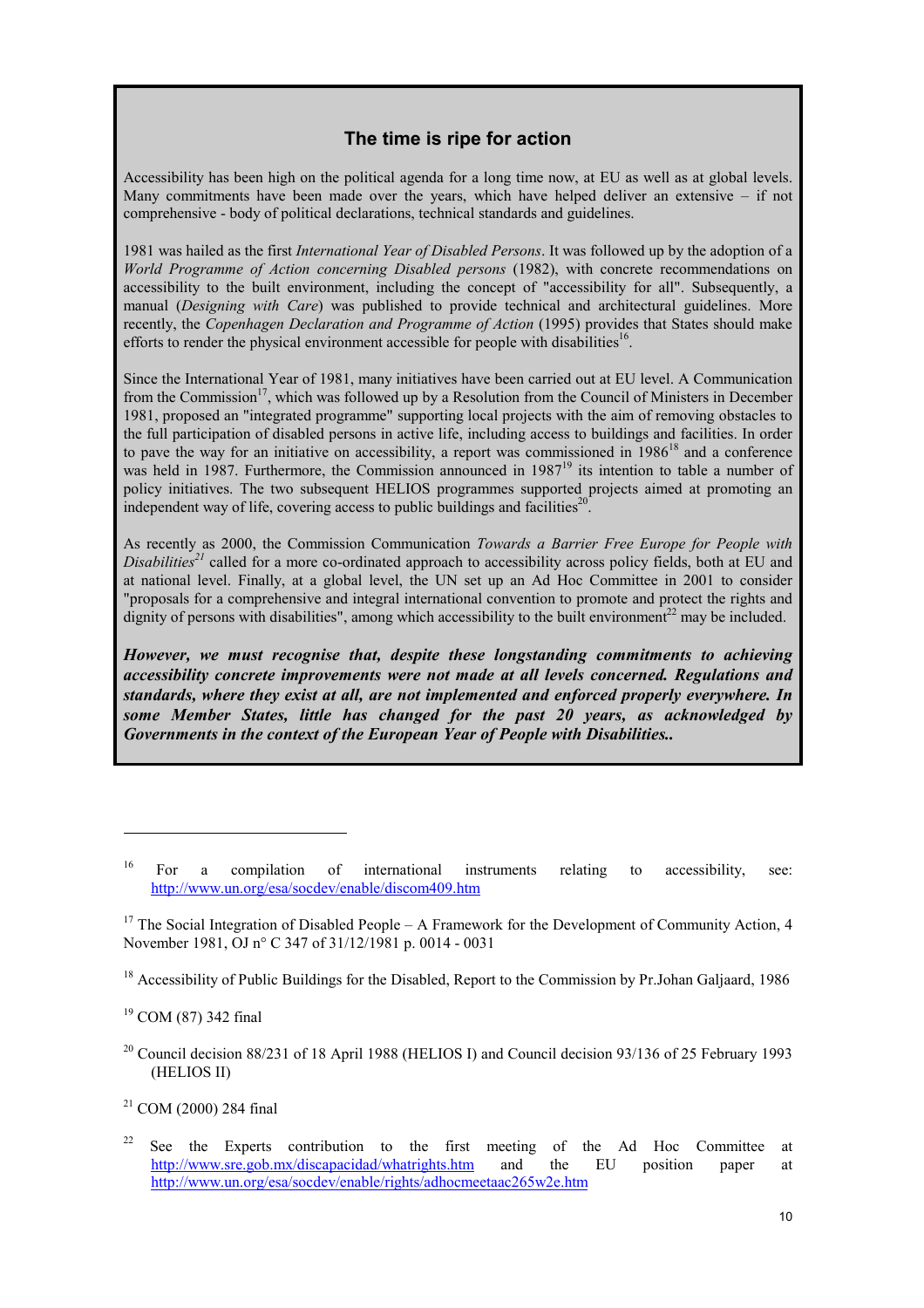## The time is ripe for action

Accessibility has been high on the political agenda for a long time now, at EU as well as at global levels. Many commitments have been made over the years, which have helped deliver an extensive – if not comprehensive - body of political declarations, technical standards and guidelines.

1981 was hailed as the first *International Year of Disabled Persons*. It was followed up by the adoption of a *World Programme of Action concerning Disabled persons* (1982), with concrete recommendations on accessibility to the built environment, including the concept of "accessibility for all". Subsequently, a manual (*Designing with Care*) was published to provide technical and architectural guidelines. More recently, the *Copenhagen Declaration and Programme of Action* (1995) provides that States should make efforts to render the physical environment accessible for people with disabilities[16].

Since the International Year of 1981, many initiatives have been carried out at EU level. A Communication from the Commission[17], which was followed up by a Resolution from the Council of Ministers in December 1981, proposed an "integrated programme" supporting local projects with the aim of removing obstacles to the full participation of disabled persons in active life, including access to buildings and facilities. In order to pave the way for an initiative on accessibility, a report was commissioned in 1986[18] and a conference was held in 1987. Furthermore, the Commission announced in 1987[19] its intention to table a number of policy initiatives. The two subsequent HELIOS programmes supported projects aimed at promoting an independent way of life, covering access to public buildings and facilities[20].

As recently as 2000, the Commission Communication *Towards a Barrier Free Europe for People with Disabilities*[21] called for a more co-ordinated approach to accessibility across policy fields, both at EU and at national level. Finally, at a global level, the UN set up an Ad Hoc Committee in 2001 to consider "proposals for a comprehensive and integral international convention to promote and protect the rights and dignity of persons with disabilities", among which accessibility to the built environment[22] may be included.

***However, we must recognise that, despite these longstanding commitments to achieving accessibility concrete improvements were not made at all levels concerned. Regulations and standards, where they exist at all, are not implemented and enforced properly everywhere. In some Member States, little has changed for the past 20 years, as acknowledged by Governments in the context of the European Year of People with Disabilities..***

---

[16] For a compilation of international instruments relating to accessibility, see: http://www.un.org/esa/socdev/enable/discom409.htm

[17] The Social Integration of Disabled People – A Framework for the Development of Community Action, 4 November 1981, OJ n° C 347 of 31/12/1981 p. 0014 - 0031

[18] Accessibility of Public Buildings for the Disabled, Report to the Commission by Pr.Johan Galjaard, 1986

[19] COM (87) 342 final

[20] Council decision 88/231 of 18 April 1988 (HELIOS I) and Council decision 93/136 of 25 February 1993 (HELIOS II)

[21] COM (2000) 284 final

[22] See the Experts contribution to the first meeting of the Ad Hoc Committee at http://www.sre.gob.mx/discapacidad/whatrights.htm and the EU position paper at http://www.un.org/esa/socdev/enable/rights/adhocmeetaac265w2e.htm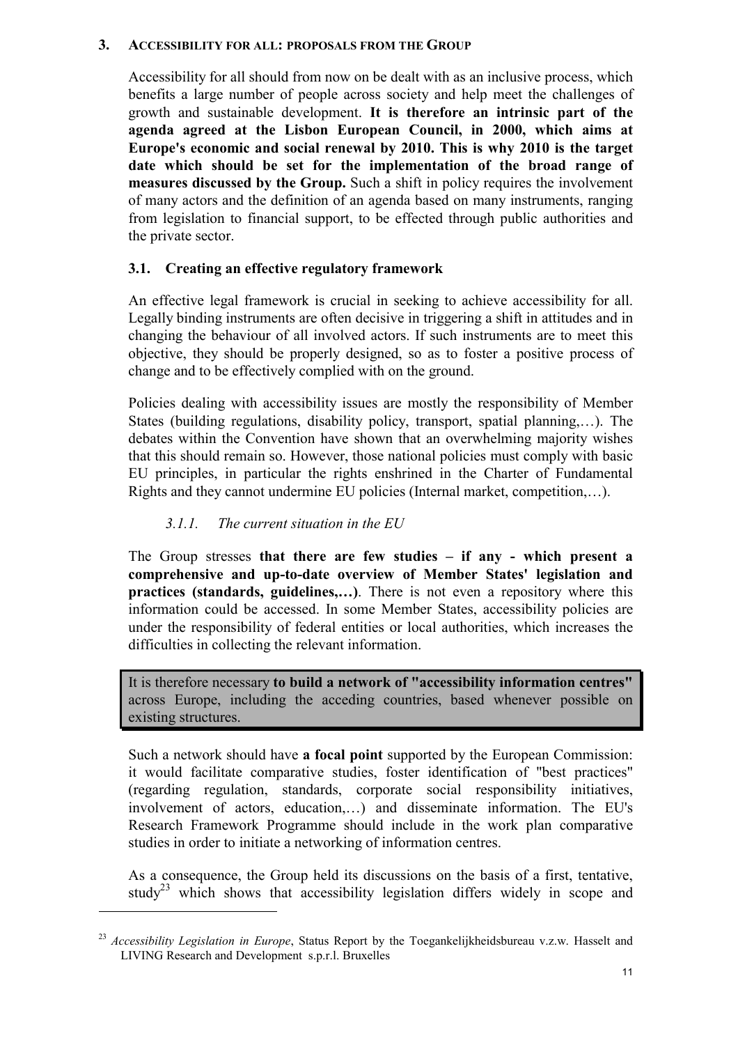## 3. ACCESSIBILITY FOR ALL: PROPOSALS FROM THE GROUP

Accessibility for all should from now on be dealt with as an inclusive process, which benefits a large number of people across society and help meet the challenges of growth and sustainable development. **It is therefore an intrinsic part of the agenda agreed at the Lisbon European Council, in 2000, which aims at Europe's economic and social renewal by 2010. This is why 2010 is the target date which should be set for the implementation of the broad range of measures discussed by the Group.** Such a shift in policy requires the involvement of many actors and the definition of an agenda based on many instruments, ranging from legislation to financial support, to be effected through public authorities and the private sector.

### 3.1. Creating an effective regulatory framework

An effective legal framework is crucial in seeking to achieve accessibility for all. Legally binding instruments are often decisive in triggering a shift in attitudes and in changing the behaviour of all involved actors. If such instruments are to meet this objective, they should be properly designed, so as to foster a positive process of change and to be effectively complied with on the ground.

Policies dealing with accessibility issues are mostly the responsibility of Member States (building regulations, disability policy, transport, spatial planning,…). The debates within the Convention have shown that an overwhelming majority wishes that this should remain so. However, those national policies must comply with basic EU principles, in particular the rights enshrined in the Charter of Fundamental Rights and they cannot undermine EU policies (Internal market, competition,…).

#### *3.1.1. The current situation in the EU*

The Group stresses **that there are few studies – if any - which present a comprehensive and up-to-date overview of Member States' legislation and practices (standards, guidelines,…)**. There is not even a repository where this information could be accessed. In some Member States, accessibility policies are under the responsibility of federal entities or local authorities, which increases the difficulties in collecting the relevant information.

It is therefore necessary **to build a network of "accessibility information centres"** across Europe, including the acceding countries, based whenever possible on existing structures.

Such a network should have **a focal point** supported by the European Commission: it would facilitate comparative studies, foster identification of "best practices" (regarding regulation, standards, corporate social responsibility initiatives, involvement of actors, education,…) and disseminate information. The EU's Research Framework Programme should include in the work plan comparative studies in order to initiate a networking of information centres.

As a consequence, the Group held its discussions on the basis of a first, tentative, study[23] which shows that accessibility legislation differs widely in scope and

---

[23] *Accessibility Legislation in Europe*, Status Report by the Toegankelijkheidsbureau v.z.w. Hasselt and LIVING Research and Development s.p.r.l. Bruxelles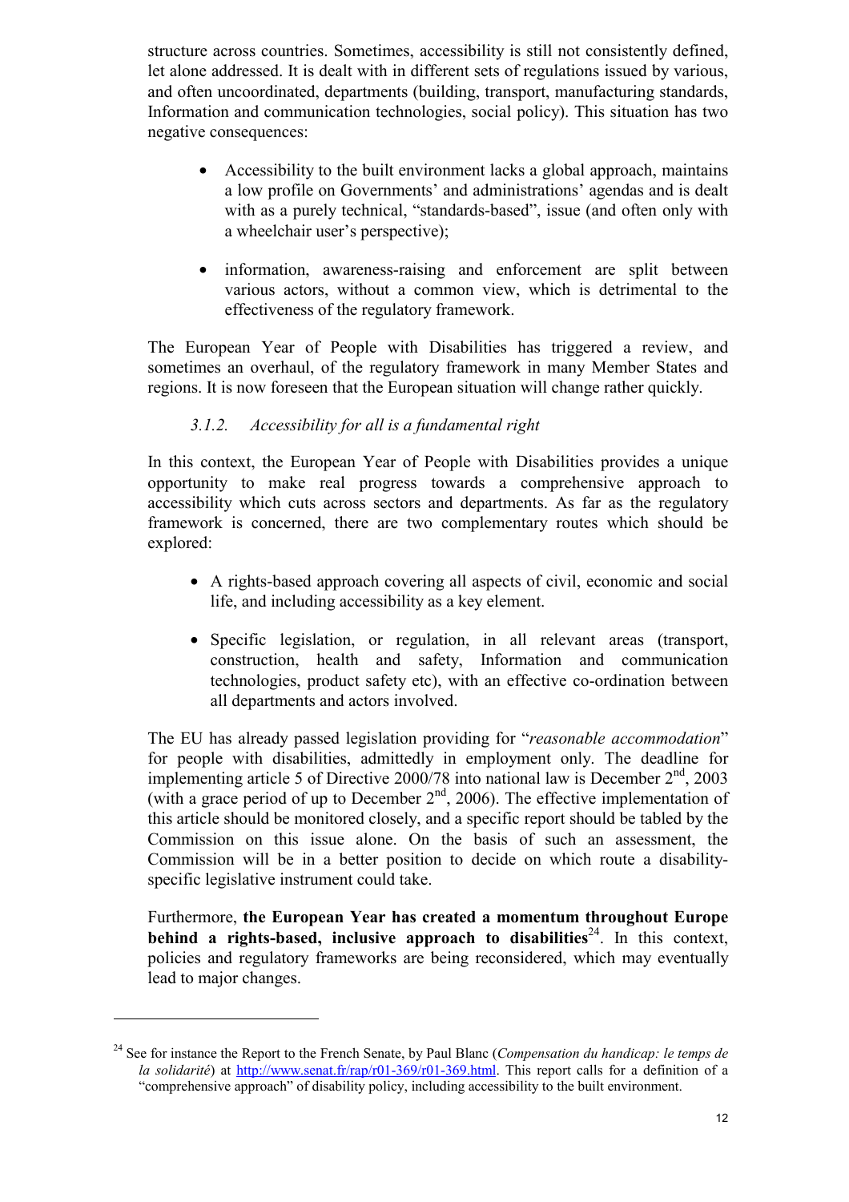structure across countries. Sometimes, accessibility is still not consistently defined, let alone addressed. It is dealt with in different sets of regulations issued by various, and often uncoordinated, departments (building, transport, manufacturing standards, Information and communication technologies, social policy). This situation has two negative consequences:

- Accessibility to the built environment lacks a global approach, maintains a low profile on Governments' and administrations' agendas and is dealt with as a purely technical, "standards-based", issue (and often only with a wheelchair user's perspective);
- information, awareness-raising and enforcement are split between various actors, without a common view, which is detrimental to the effectiveness of the regulatory framework.

The European Year of People with Disabilities has triggered a review, and sometimes an overhaul, of the regulatory framework in many Member States and regions. It is now foreseen that the European situation will change rather quickly.

### *3.1.2. Accessibility for all is a fundamental right*

In this context, the European Year of People with Disabilities provides a unique opportunity to make real progress towards a comprehensive approach to accessibility which cuts across sectors and departments. As far as the regulatory framework is concerned, there are two complementary routes which should be explored:

- A rights-based approach covering all aspects of civil, economic and social life, and including accessibility as a key element.
- Specific legislation, or regulation, in all relevant areas (transport, construction, health and safety, Information and communication technologies, product safety etc), with an effective co-ordination between all departments and actors involved.

The EU has already passed legislation providing for "*reasonable accommodation*" for people with disabilities, admittedly in employment only. The deadline for implementing article 5 of Directive 2000/78 into national law is December 2nd, 2003 (with a grace period of up to December 2nd, 2006). The effective implementation of this article should be monitored closely, and a specific report should be tabled by the Commission on this issue alone. On the basis of such an assessment, the Commission will be in a better position to decide on which route a disability-specific legislative instrument could take.

Furthermore, **the European Year has created a momentum throughout Europe behind a rights-based, inclusive approach to disabilities**[24]. In this context, policies and regulatory frameworks are being reconsidered, which may eventually lead to major changes.

---

[24] See for instance the Report to the French Senate, by Paul Blanc (*Compensation du handicap: le temps de la solidarité*) at http://www.senat.fr/rap/r01-369/r01-369.html. This report calls for a definition of a "comprehensive approach" of disability policy, including accessibility to the built environment.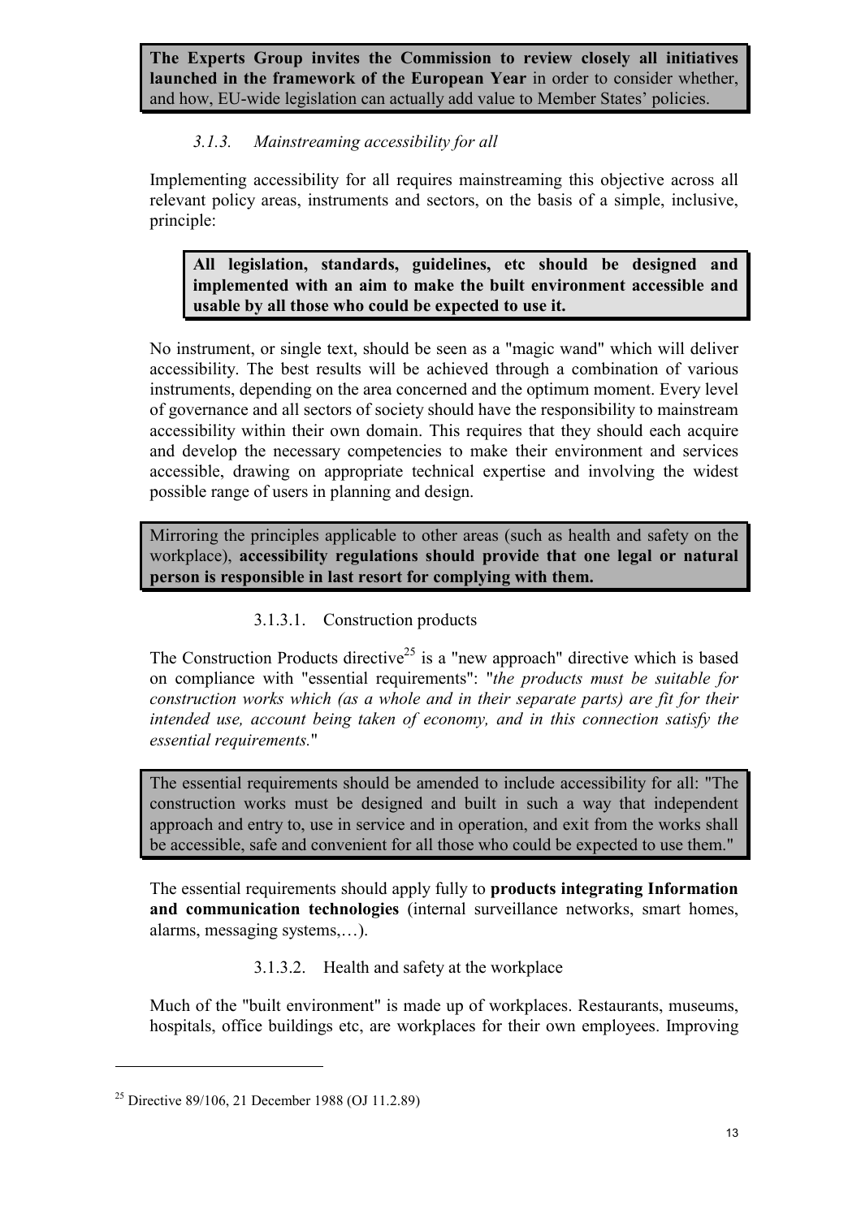**The Experts Group invites the Commission to review closely all initiatives launched in the framework of the European Year** in order to consider whether, and how, EU-wide legislation can actually add value to Member States' policies.

### *3.1.3. Mainstreaming accessibility for all*

Implementing accessibility for all requires mainstreaming this objective across all relevant policy areas, instruments and sectors, on the basis of a simple, inclusive, principle:

**All legislation, standards, guidelines, etc should be designed and implemented with an aim to make the built environment accessible and usable by all those who could be expected to use it.**

No instrument, or single text, should be seen as a "magic wand" which will deliver accessibility. The best results will be achieved through a combination of various instruments, depending on the area concerned and the optimum moment. Every level of governance and all sectors of society should have the responsibility to mainstream accessibility within their own domain. This requires that they should each acquire and develop the necessary competencies to make their environment and services accessible, drawing on appropriate technical expertise and involving the widest possible range of users in planning and design.

Mirroring the principles applicable to other areas (such as health and safety on the workplace), **accessibility regulations should provide that one legal or natural person is responsible in last resort for complying with them.**

#### 3.1.3.1. Construction products

The Construction Products directive[25] is a "new approach" directive which is based on compliance with "essential requirements": "*the products must be suitable for construction works which (as a whole and in their separate parts) are fit for their intended use, account being taken of economy, and in this connection satisfy the essential requirements.*"

The essential requirements should be amended to include accessibility for all: "The construction works must be designed and built in such a way that independent approach and entry to, use in service and in operation, and exit from the works shall be accessible, safe and convenient for all those who could be expected to use them."

The essential requirements should apply fully to **products integrating Information and communication technologies** (internal surveillance networks, smart homes, alarms, messaging systems,…).

#### 3.1.3.2. Health and safety at the workplace

Much of the "built environment" is made up of workplaces. Restaurants, museums, hospitals, office buildings etc, are workplaces for their own employees. Improving

---

[25] Directive 89/106, 21 December 1988 (OJ 11.2.89)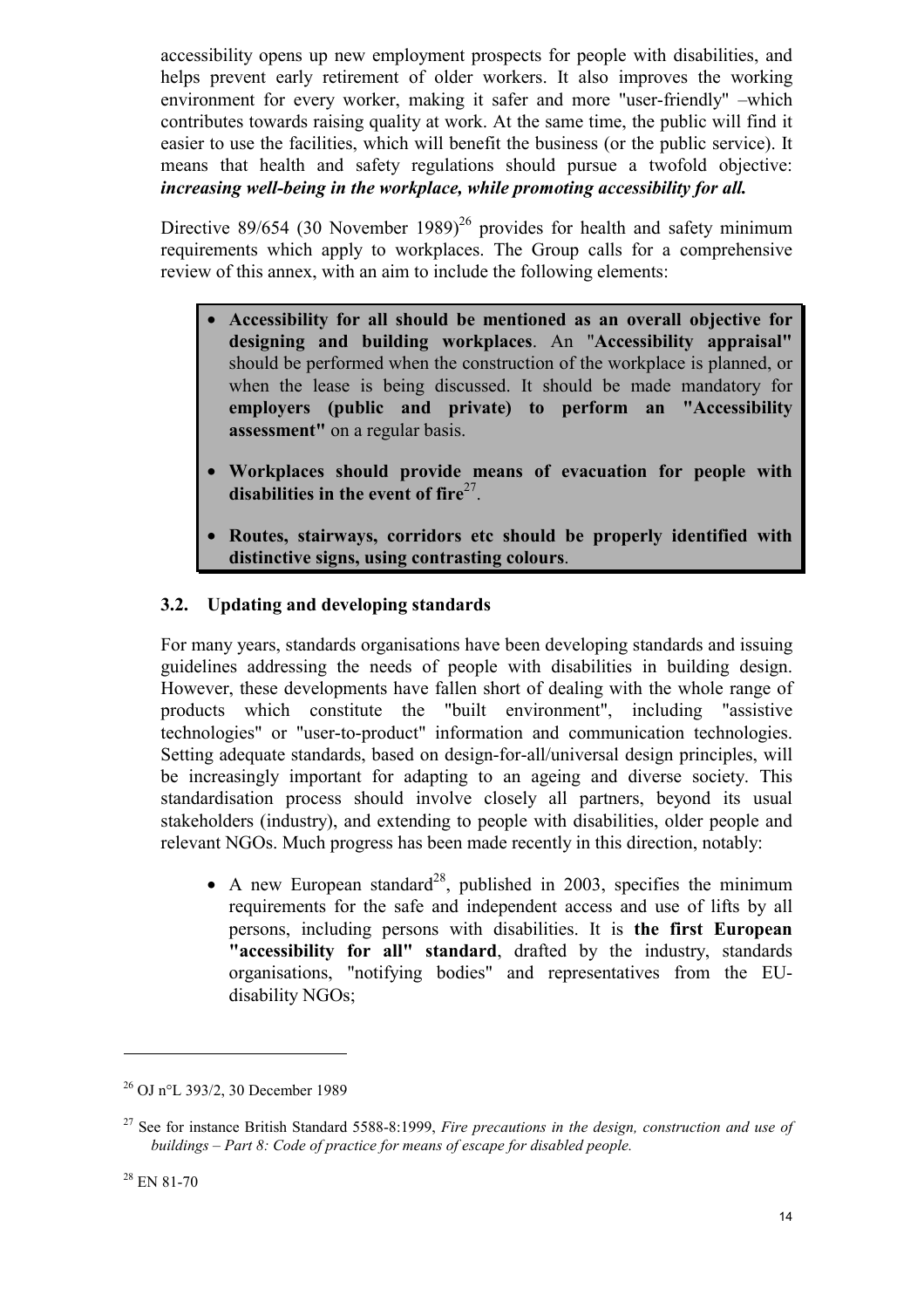accessibility opens up new employment prospects for people with disabilities, and helps prevent early retirement of older workers. It also improves the working environment for every worker, making it safer and more "user-friendly" –which contributes towards raising quality at work. At the same time, the public will find it easier to use the facilities, which will benefit the business (or the public service). It means that health and safety regulations should pursue a twofold objective: ***increasing well-being in the workplace, while promoting accessibility for all.***

Directive 89/654 (30 November 1989)[26] provides for health and safety minimum requirements which apply to workplaces. The Group calls for a comprehensive review of this annex, with an aim to include the following elements:

- **Accessibility for all should be mentioned as an overall objective for designing and building workplaces**. An "**Accessibility appraisal"** should be performed when the construction of the workplace is planned, or when the lease is being discussed. It should be made mandatory for **employers (public and private) to perform an "Accessibility assessment"** on a regular basis.
- **Workplaces should provide means of evacuation for people with disabilities in the event of fire**[27].
- **Routes, stairways, corridors etc should be properly identified with distinctive signs, using contrasting colours**.

### 3.2. Updating and developing standards

For many years, standards organisations have been developing standards and issuing guidelines addressing the needs of people with disabilities in building design. However, these developments have fallen short of dealing with the whole range of products which constitute the "built environment", including "assistive technologies" or "user-to-product" information and communication technologies. Setting adequate standards, based on design-for-all/universal design principles, will be increasingly important for adapting to an ageing and diverse society. This standardisation process should involve closely all partners, beyond its usual stakeholders (industry), and extending to people with disabilities, older people and relevant NGOs. Much progress has been made recently in this direction, notably:

- A new European standard[28], published in 2003, specifies the minimum requirements for the safe and independent access and use of lifts by all persons, including persons with disabilities. It is **the first European "accessibility for all" standard**, drafted by the industry, standards organisations, "notifying bodies" and representatives from the EU-disability NGOs;

---

[26] OJ n°L 393/2, 30 December 1989

[27] See for instance British Standard 5588-8:1999, *Fire precautions in the design, construction and use of buildings – Part 8: Code of practice for means of escape for disabled people.*

[28] EN 81-70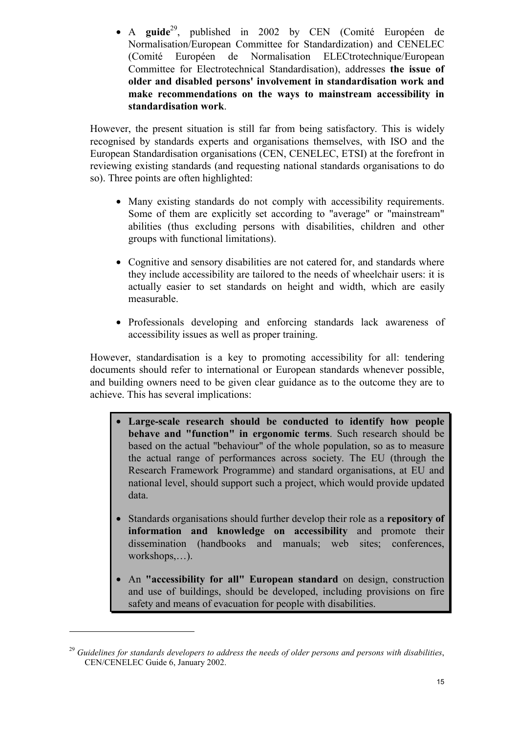- A **guide**[29], published in 2002 by CEN (Comité Européen de Normalisation/European Committee for Standardization) and CENELEC (Comité Européen de Normalisation ELECtrotechnique/European Committee for Electrotechnical Standardisation), addresses **the issue of older and disabled persons' involvement in standardisation work and make recommendations on the ways to mainstream accessibility in standardisation work**.

However, the present situation is still far from being satisfactory. This is widely recognised by standards experts and organisations themselves, with ISO and the European Standardisation organisations (CEN, CENELEC, ETSI) at the forefront in reviewing existing standards (and requesting national standards organisations to do so). Three points are often highlighted:

- Many existing standards do not comply with accessibility requirements. Some of them are explicitly set according to "average" or "mainstream" abilities (thus excluding persons with disabilities, children and other groups with functional limitations).
- Cognitive and sensory disabilities are not catered for, and standards where they include accessibility are tailored to the needs of wheelchair users: it is actually easier to set standards on height and width, which are easily measurable.
- Professionals developing and enforcing standards lack awareness of accessibility issues as well as proper training.

However, standardisation is a key to promoting accessibility for all: tendering documents should refer to international or European standards whenever possible, and building owners need to be given clear guidance as to the outcome they are to achieve. This has several implications:

- **Large-scale research should be conducted to identify how people behave and "function" in ergonomic terms**. Such research should be based on the actual "behaviour" of the whole population, so as to measure the actual range of performances across society. The EU (through the Research Framework Programme) and standard organisations, at EU and national level, should support such a project, which would provide updated data.
- Standards organisations should further develop their role as a **repository of information and knowledge on accessibility** and promote their dissemination (handbooks and manuals; web sites; conferences, workshops,…).
- An **"accessibility for all" European standard** on design, construction and use of buildings, should be developed, including provisions on fire safety and means of evacuation for people with disabilities.

[29] *Guidelines for standards developers to address the needs of older persons and persons with disabilities*, CEN/CENELEC Guide 6, January 2002.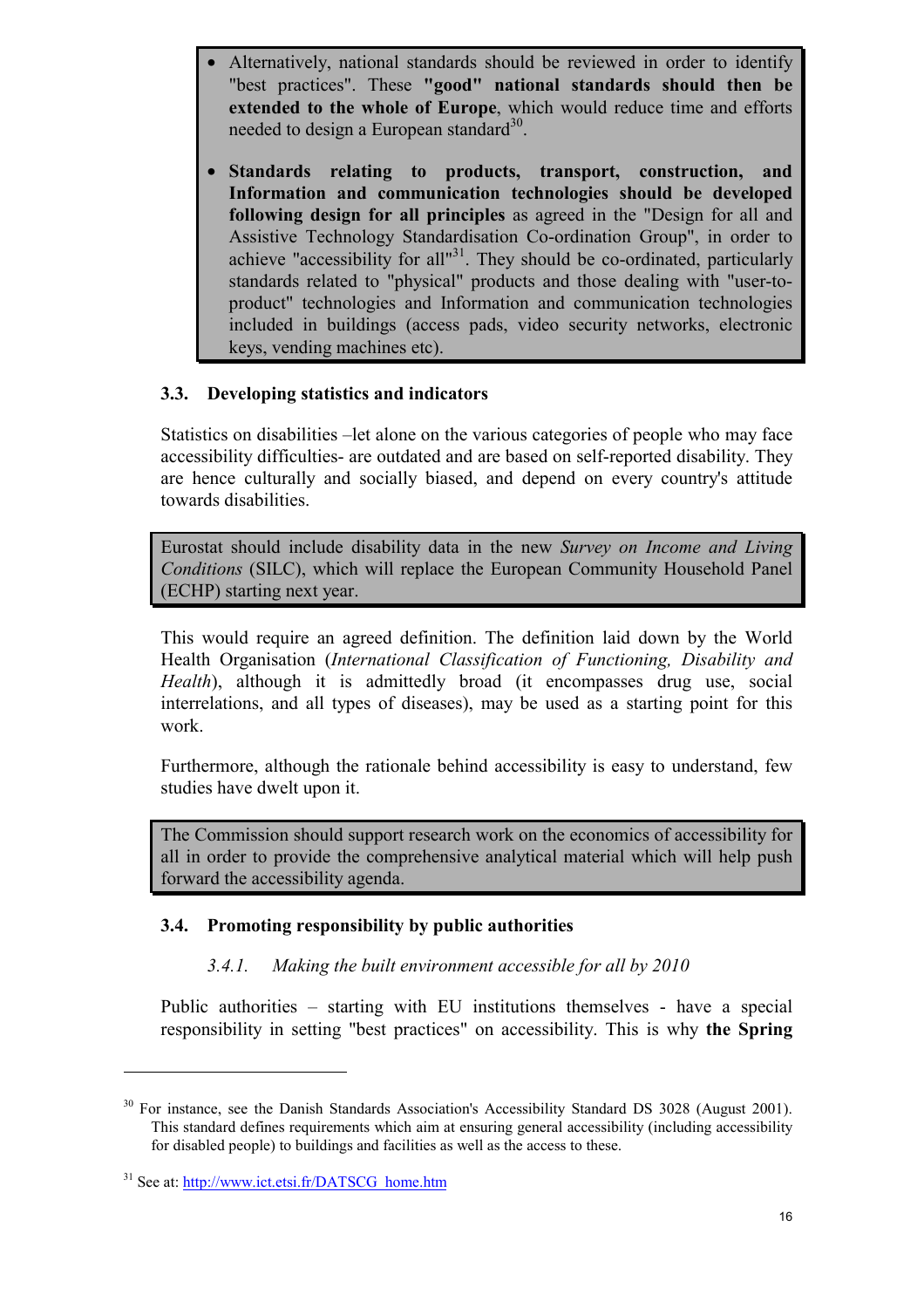- Alternatively, national standards should be reviewed in order to identify "best practices". These **"good" national standards should then be extended to the whole of Europe**, which would reduce time and efforts needed to design a European standard[30].

- **Standards relating to products, transport, construction, and Information and communication technologies should be developed following design for all principles** as agreed in the "Design for all and Assistive Technology Standardisation Co-ordination Group", in order to achieve "accessibility for all"[31]. They should be co-ordinated, particularly standards related to "physical" products and those dealing with "user-to-product" technologies and Information and communication technologies included in buildings (access pads, video security networks, electronic keys, vending machines etc).

### 3.3. Developing statistics and indicators

Statistics on disabilities –let alone on the various categories of people who may face accessibility difficulties- are outdated and are based on self-reported disability. They are hence culturally and socially biased, and depend on every country's attitude towards disabilities.

Eurostat should include disability data in the new *Survey on Income and Living Conditions* (SILC), which will replace the European Community Household Panel (ECHP) starting next year.

This would require an agreed definition. The definition laid down by the World Health Organisation (*International Classification of Functioning, Disability and Health*), although it is admittedly broad (it encompasses drug use, social interrelations, and all types of diseases), may be used as a starting point for this work.

Furthermore, although the rationale behind accessibility is easy to understand, few studies have dwelt upon it.

The Commission should support research work on the economics of accessibility for all in order to provide the comprehensive analytical material which will help push forward the accessibility agenda.

### 3.4. Promoting responsibility by public authorities

#### *3.4.1. Making the built environment accessible for all by 2010*

Public authorities – starting with EU institutions themselves - have a special responsibility in setting "best practices" on accessibility. This is why **the Spring**

---

[30] For instance, see the Danish Standards Association's Accessibility Standard DS 3028 (August 2001). This standard defines requirements which aim at ensuring general accessibility (including accessibility for disabled people) to buildings and facilities as well as the access to these.

[31] See at: http://www.ict.etsi.fr/DATSCG_home.htm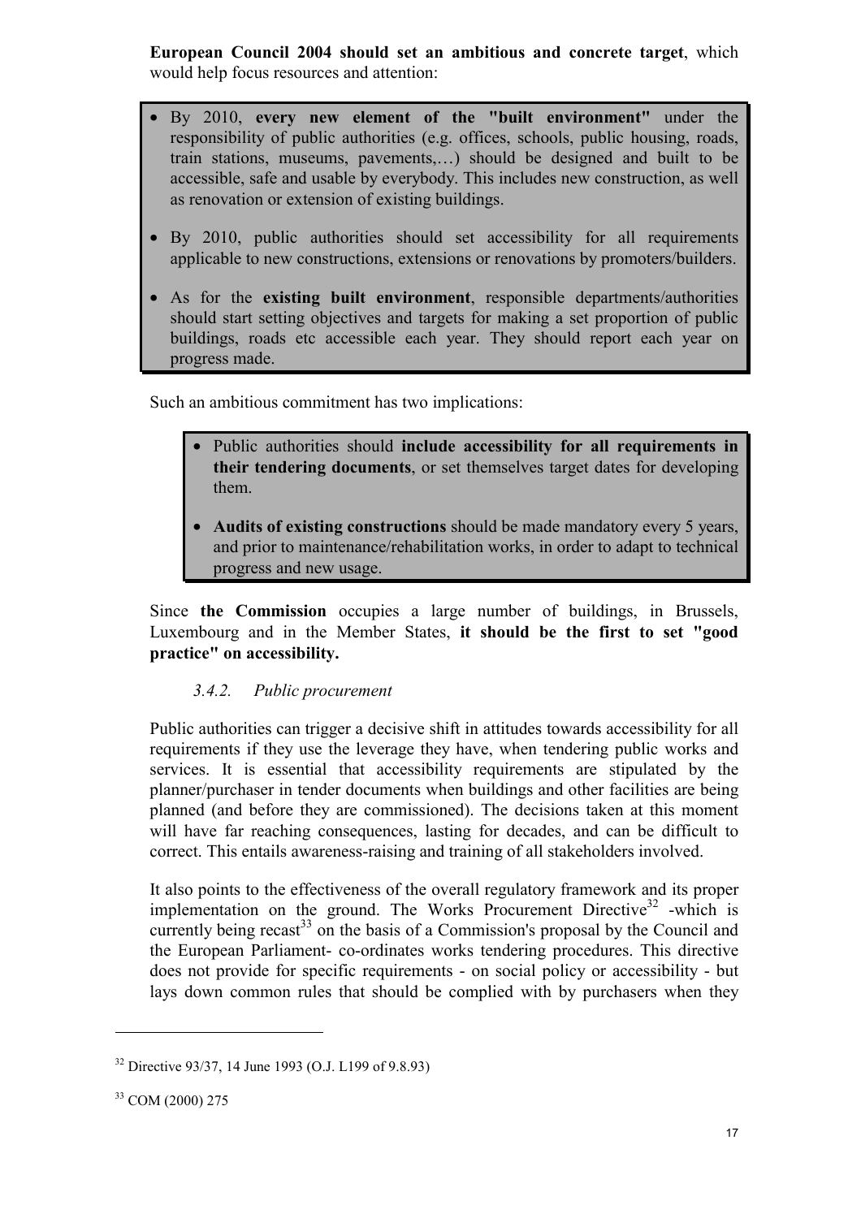**European Council 2004 should set an ambitious and concrete target**, which would help focus resources and attention:

- By 2010, **every new element of the "built environment"** under the responsibility of public authorities (e.g. offices, schools, public housing, roads, train stations, museums, pavements,…) should be designed and built to be accessible, safe and usable by everybody. This includes new construction, as well as renovation or extension of existing buildings.
- By 2010, public authorities should set accessibility for all requirements applicable to new constructions, extensions or renovations by promoters/builders.
- As for the **existing built environment**, responsible departments/authorities should start setting objectives and targets for making a set proportion of public buildings, roads etc accessible each year. They should report each year on progress made.

Such an ambitious commitment has two implications:

- Public authorities should **include accessibility for all requirements in their tendering documents**, or set themselves target dates for developing them.
- **Audits of existing constructions** should be made mandatory every 5 years, and prior to maintenance/rehabilitation works, in order to adapt to technical progress and new usage.

Since **the Commission** occupies a large number of buildings, in Brussels, Luxembourg and in the Member States, **it should be the first to set "good practice" on accessibility.**

### *3.4.2. Public procurement*

Public authorities can trigger a decisive shift in attitudes towards accessibility for all requirements if they use the leverage they have, when tendering public works and services. It is essential that accessibility requirements are stipulated by the planner/purchaser in tender documents when buildings and other facilities are being planned (and before they are commissioned). The decisions taken at this moment will have far reaching consequences, lasting for decades, and can be difficult to correct. This entails awareness-raising and training of all stakeholders involved.

It also points to the effectiveness of the overall regulatory framework and its proper implementation on the ground. The Works Procurement Directive[32] -which is currently being recast[33] on the basis of a Commission's proposal by the Council and the European Parliament- co-ordinates works tendering procedures. This directive does not provide for specific requirements - on social policy or accessibility - but lays down common rules that should be complied with by purchasers when they

---

[32] Directive 93/37, 14 June 1993 (O.J. L199 of 9.8.93)

[33] COM (2000) 275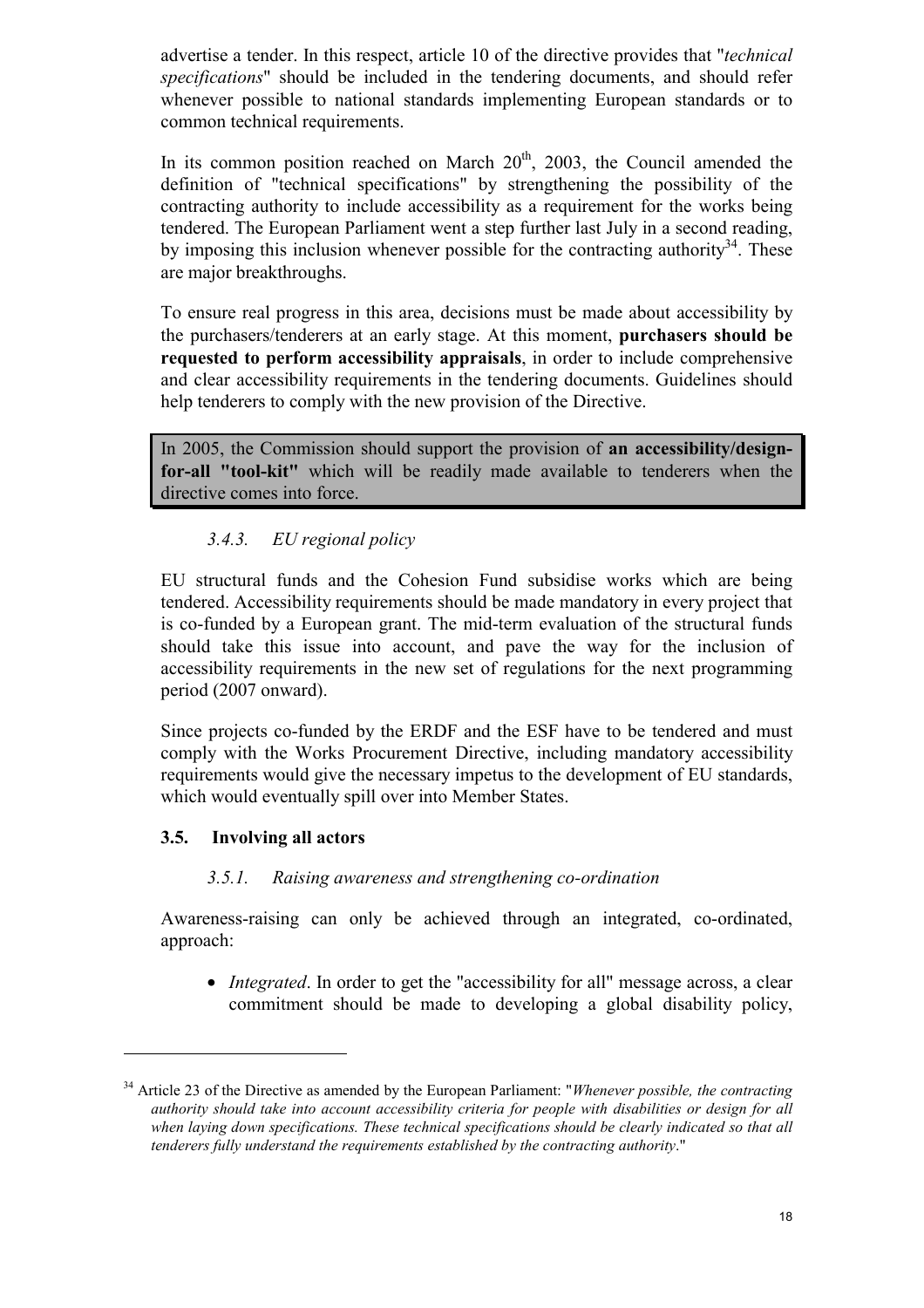advertise a tender. In this respect, article 10 of the directive provides that "*technical specifications*" should be included in the tendering documents, and should refer whenever possible to national standards implementing European standards or to common technical requirements.

In its common position reached on March 20th, 2003, the Council amended the definition of "technical specifications" by strengthening the possibility of the contracting authority to include accessibility as a requirement for the works being tendered. The European Parliament went a step further last July in a second reading, by imposing this inclusion whenever possible for the contracting authority[34]. These are major breakthroughs.

To ensure real progress in this area, decisions must be made about accessibility by the purchasers/tenderers at an early stage. At this moment, **purchasers should be requested to perform accessibility appraisals**, in order to include comprehensive and clear accessibility requirements in the tendering documents. Guidelines should help tenderers to comply with the new provision of the Directive.

> In 2005, the Commission should support the provision of **an accessibility/design-for-all "tool-kit"** which will be readily made available to tenderers when the directive comes into force.

### *3.4.3. EU regional policy*

EU structural funds and the Cohesion Fund subsidise works which are being tendered. Accessibility requirements should be made mandatory in every project that is co-funded by a European grant. The mid-term evaluation of the structural funds should take this issue into account, and pave the way for the inclusion of accessibility requirements in the new set of regulations for the next programming period (2007 onward).

Since projects co-funded by the ERDF and the ESF have to be tendered and must comply with the Works Procurement Directive, including mandatory accessibility requirements would give the necessary impetus to the development of EU standards, which would eventually spill over into Member States.

## 3.5. Involving all actors

### *3.5.1. Raising awareness and strengthening co-ordination*

Awareness-raising can only be achieved through an integrated, co-ordinated, approach:

- *Integrated*. In order to get the "accessibility for all" message across, a clear commitment should be made to developing a global disability policy,

---

[34] Article 23 of the Directive as amended by the European Parliament: "*Whenever possible, the contracting authority should take into account accessibility criteria for people with disabilities or design for all when laying down specifications. These technical specifications should be clearly indicated so that all tenderers fully understand the requirements established by the contracting authority*."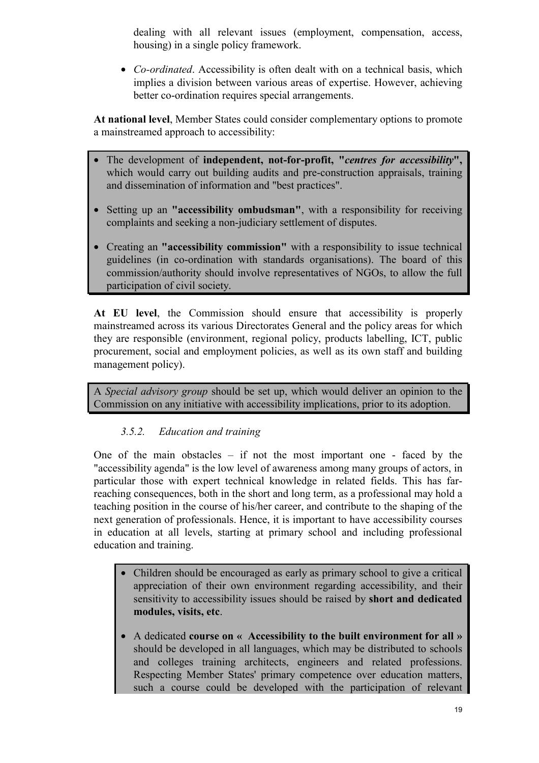dealing with all relevant issues (employment, compensation, access, housing) in a single policy framework.

- *Co-ordinated*. Accessibility is often dealt with on a technical basis, which implies a division between various areas of expertise. However, achieving better co-ordination requires special arrangements.

**At national level**, Member States could consider complementary options to promote a mainstreamed approach to accessibility:

- The development of **independent, not-for-profit, "*centres for accessibility*",** which would carry out building audits and pre-construction appraisals, training and dissemination of information and "best practices".
- Setting up an **"accessibility ombudsman"**, with a responsibility for receiving complaints and seeking a non-judiciary settlement of disputes.
- Creating an **"accessibility commission"** with a responsibility to issue technical guidelines (in co-ordination with standards organisations). The board of this commission/authority should involve representatives of NGOs, to allow the full participation of civil society.

**At EU level**, the Commission should ensure that accessibility is properly mainstreamed across its various Directorates General and the policy areas for which they are responsible (environment, regional policy, products labelling, ICT, public procurement, social and employment policies, as well as its own staff and building management policy).

A *Special advisory group* should be set up, which would deliver an opinion to the Commission on any initiative with accessibility implications, prior to its adoption.

### *3.5.2. Education and training*

One of the main obstacles – if not the most important one - faced by the "accessibility agenda" is the low level of awareness among many groups of actors, in particular those with expert technical knowledge in related fields. This has far-reaching consequences, both in the short and long term, as a professional may hold a teaching position in the course of his/her career, and contribute to the shaping of the next generation of professionals. Hence, it is important to have accessibility courses in education at all levels, starting at primary school and including professional education and training.

- Children should be encouraged as early as primary school to give a critical appreciation of their own environment regarding accessibility, and their sensitivity to accessibility issues should be raised by **short and dedicated modules, visits, etc**.
- A dedicated **course on « Accessibility to the built environment for all »** should be developed in all languages, which may be distributed to schools and colleges training architects, engineers and related professions. Respecting Member States' primary competence over education matters, such a course could be developed with the participation of relevant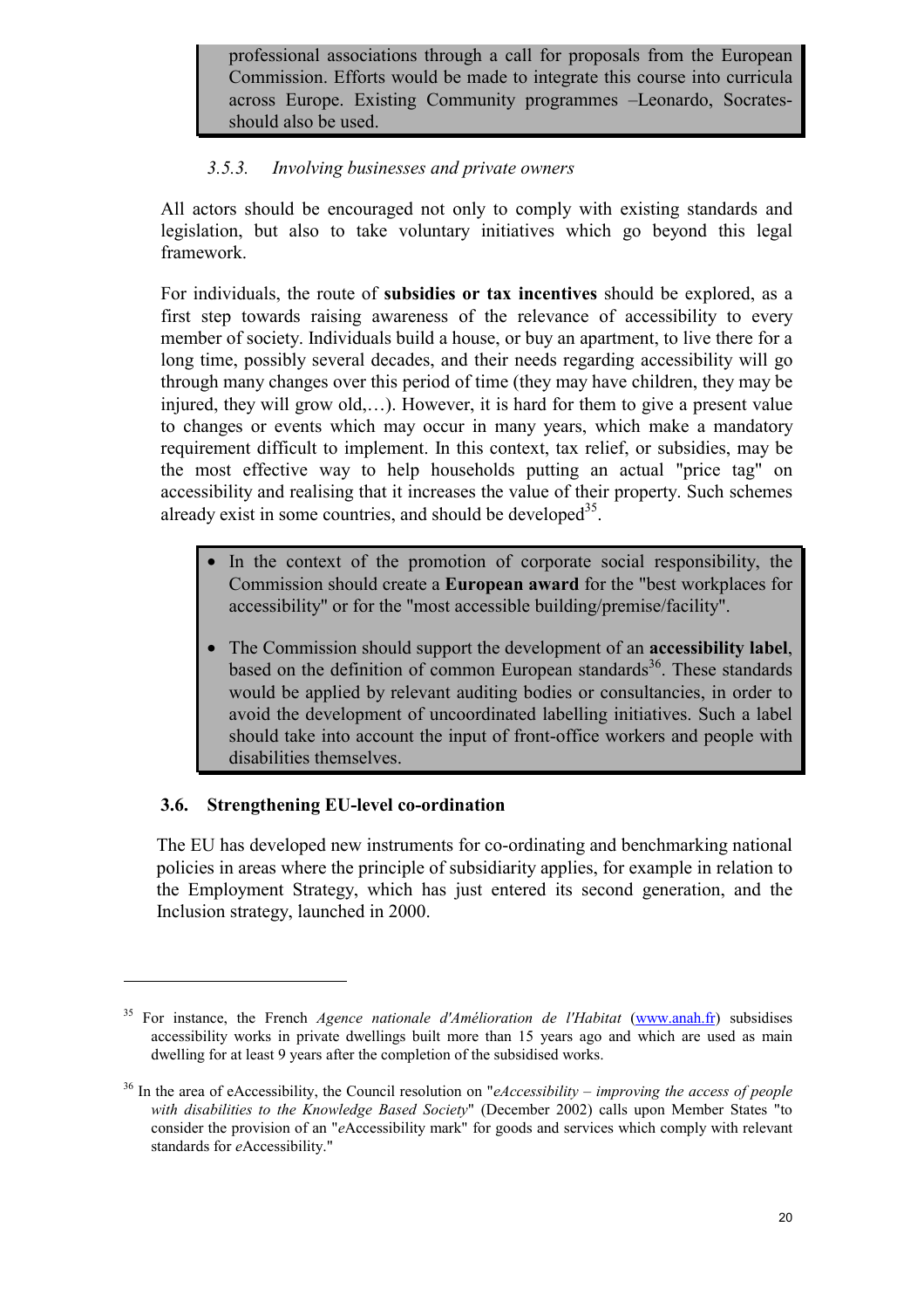professional associations through a call for proposals from the European Commission. Efforts would be made to integrate this course into curricula across Europe. Existing Community programmes –Leonardo, Socrates- should also be used.

#### *3.5.3. Involving businesses and private owners*

All actors should be encouraged not only to comply with existing standards and legislation, but also to take voluntary initiatives which go beyond this legal framework.

For individuals, the route of **subsidies or tax incentives** should be explored, as a first step towards raising awareness of the relevance of accessibility to every member of society. Individuals build a house, or buy an apartment, to live there for a long time, possibly several decades, and their needs regarding accessibility will go through many changes over this period of time (they may have children, they may be injured, they will grow old,…). However, it is hard for them to give a present value to changes or events which may occur in many years, which make a mandatory requirement difficult to implement. In this context, tax relief, or subsidies, may be the most effective way to help households putting an actual "price tag" on accessibility and realising that it increases the value of their property. Such schemes already exist in some countries, and should be developed[35].

- In the context of the promotion of corporate social responsibility, the Commission should create a **European award** for the "best workplaces for accessibility" or for the "most accessible building/premise/facility".
- The Commission should support the development of an **accessibility label**, based on the definition of common European standards[36]. These standards would be applied by relevant auditing bodies or consultancies, in order to avoid the development of uncoordinated labelling initiatives. Such a label should take into account the input of front-office workers and people with disabilities themselves.

### 3.6. Strengthening EU-level co-ordination

The EU has developed new instruments for co-ordinating and benchmarking national policies in areas where the principle of subsidiarity applies, for example in relation to the Employment Strategy, which has just entered its second generation, and the Inclusion strategy, launched in 2000.

---

[35] For instance, the French *Agence nationale d'Amélioration de l'Habitat* (www.anah.fr) subsidises accessibility works in private dwellings built more than 15 years ago and which are used as main dwelling for at least 9 years after the completion of the subsidised works.

[36] In the area of eAccessibility, the Council resolution on "*eAccessibility – improving the access of people with disabilities to the Knowledge Based Society*" (December 2002) calls upon Member States "to consider the provision of an "*e*Accessibility mark" for goods and services which comply with relevant standards for *e*Accessibility."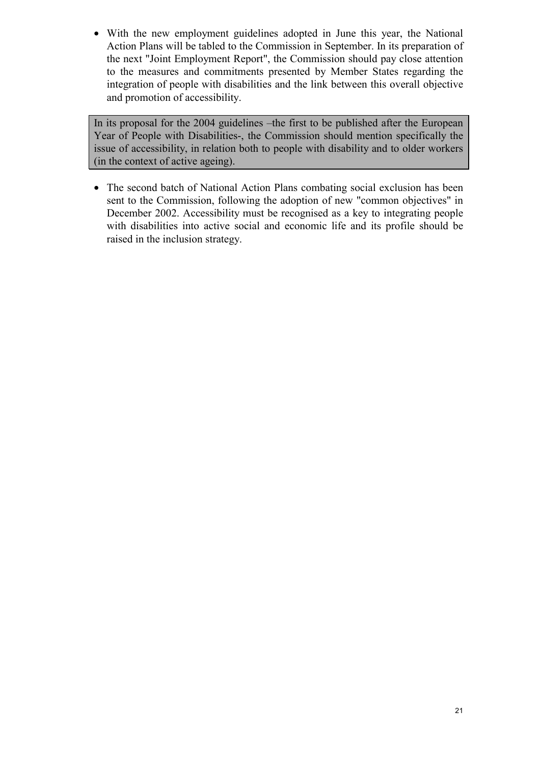- With the new employment guidelines adopted in June this year, the National Action Plans will be tabled to the Commission in September. In its preparation of the next "Joint Employment Report", the Commission should pay close attention to the measures and commitments presented by Member States regarding the integration of people with disabilities and the link between this overall objective and promotion of accessibility.

| In its proposal for the 2004 guidelines –the first to be published after the European Year of People with Disabilities-, the Commission should mention specifically the issue of accessibility, in relation both to people with disability and to older workers (in the context of active ageing). |
|---|

- The second batch of National Action Plans combating social exclusion has been sent to the Commission, following the adoption of new "common objectives" in December 2002. Accessibility must be recognised as a key to integrating people with disabilities into active social and economic life and its profile should be raised in the inclusion strategy.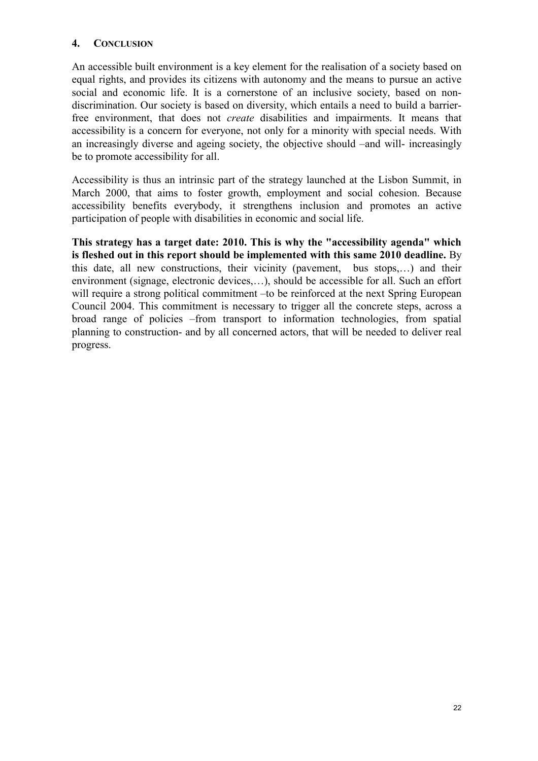## 4. CONCLUSION

An accessible built environment is a key element for the realisation of a society based on equal rights, and provides its citizens with autonomy and the means to pursue an active social and economic life. It is a cornerstone of an inclusive society, based on non-discrimination. Our society is based on diversity, which entails a need to build a barrier-free environment, that does not *create* disabilities and impairments. It means that accessibility is a concern for everyone, not only for a minority with special needs. With an increasingly diverse and ageing society, the objective should –and will- increasingly be to promote accessibility for all.

Accessibility is thus an intrinsic part of the strategy launched at the Lisbon Summit, in March 2000, that aims to foster growth, employment and social cohesion. Because accessibility benefits everybody, it strengthens inclusion and promotes an active participation of people with disabilities in economic and social life.

**This strategy has a target date: 2010. This is why the "accessibility agenda" which is fleshed out in this report should be implemented with this same 2010 deadline.** By this date, all new constructions, their vicinity (pavement, bus stops,…) and their environment (signage, electronic devices,…), should be accessible for all. Such an effort will require a strong political commitment –to be reinforced at the next Spring European Council 2004. This commitment is necessary to trigger all the concrete steps, across a broad range of policies –from transport to information technologies, from spatial planning to construction- and by all concerned actors, that will be needed to deliver real progress.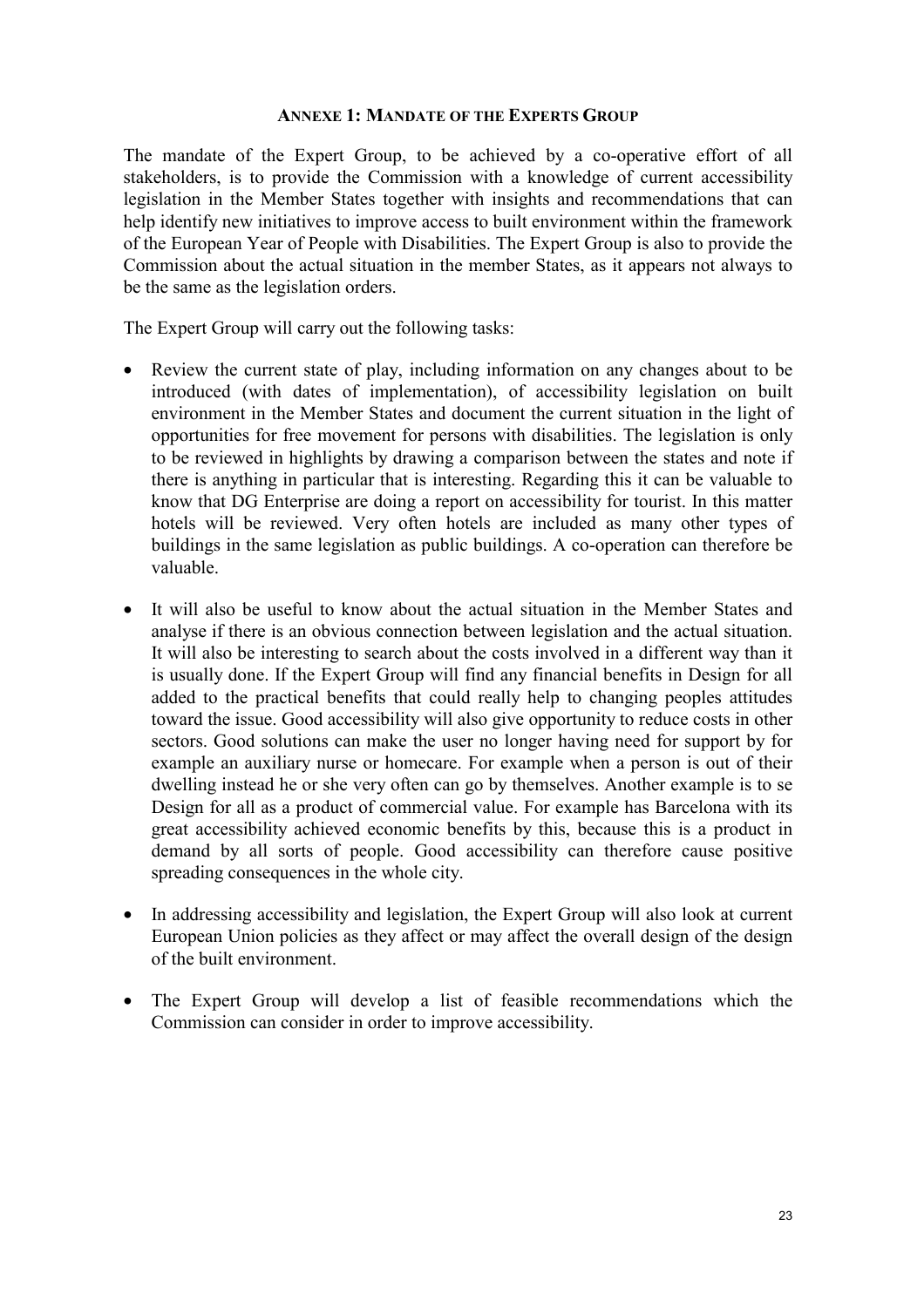## ANNEXE 1: MANDATE OF THE EXPERTS GROUP

The mandate of the Expert Group, to be achieved by a co-operative effort of all stakeholders, is to provide the Commission with a knowledge of current accessibility legislation in the Member States together with insights and recommendations that can help identify new initiatives to improve access to built environment within the framework of the European Year of People with Disabilities. The Expert Group is also to provide the Commission about the actual situation in the member States, as it appears not always to be the same as the legislation orders.

The Expert Group will carry out the following tasks:

- Review the current state of play, including information on any changes about to be introduced (with dates of implementation), of accessibility legislation on built environment in the Member States and document the current situation in the light of opportunities for free movement for persons with disabilities. The legislation is only to be reviewed in highlights by drawing a comparison between the states and note if there is anything in particular that is interesting. Regarding this it can be valuable to know that DG Enterprise are doing a report on accessibility for tourist. In this matter hotels will be reviewed. Very often hotels are included as many other types of buildings in the same legislation as public buildings. A co-operation can therefore be valuable.

- It will also be useful to know about the actual situation in the Member States and analyse if there is an obvious connection between legislation and the actual situation. It will also be interesting to search about the costs involved in a different way than it is usually done. If the Expert Group will find any financial benefits in Design for all added to the practical benefits that could really help to changing peoples attitudes toward the issue. Good accessibility will also give opportunity to reduce costs in other sectors. Good solutions can make the user no longer having need for support by for example an auxiliary nurse or homecare. For example when a person is out of their dwelling instead he or she very often can go by themselves. Another example is to se Design for all as a product of commercial value. For example has Barcelona with its great accessibility achieved economic benefits by this, because this is a product in demand by all sorts of people. Good accessibility can therefore cause positive spreading consequences in the whole city.

- In addressing accessibility and legislation, the Expert Group will also look at current European Union policies as they affect or may affect the overall design of the design of the built environment.

- The Expert Group will develop a list of feasible recommendations which the Commission can consider in order to improve accessibility.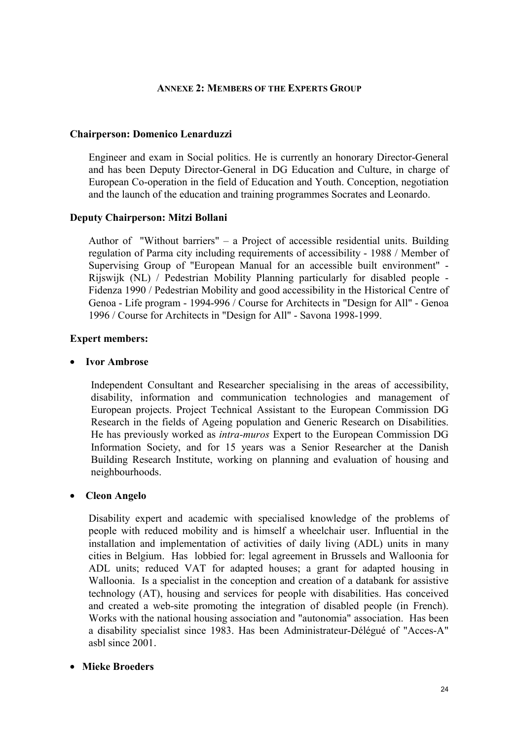#### ANNEXE 2: MEMBERS OF THE EXPERTS GROUP

**Chairperson: Domenico Lenarduzzi**

Engineer and exam in Social politics. He is currently an honorary Director-General and has been Deputy Director-General in DG Education and Culture, in charge of European Co-operation in the field of Education and Youth. Conception, negotiation and the launch of the education and training programmes Socrates and Leonardo.

**Deputy Chairperson: Mitzi Bollani**

Author of "Without barriers" – a Project of accessible residential units. Building regulation of Parma city including requirements of accessibility - 1988 / Member of Supervising Group of "European Manual for an accessible built environment" - Rijswijk (NL) / Pedestrian Mobility Planning particularly for disabled people - Fidenza 1990 / Pedestrian Mobility and good accessibility in the Historical Centre of Genoa - Life program - 1994-996 / Course for Architects in "Design for All" - Genoa 1996 / Course for Architects in "Design for All" - Savona 1998-1999.

**Expert members:**

- **Ivor Ambrose**

  Independent Consultant and Researcher specialising in the areas of accessibility, disability, information and communication technologies and management of European projects. Project Technical Assistant to the European Commission DG Research in the fields of Ageing population and Generic Research on Disabilities. He has previously worked as *intra-muros* Expert to the European Commission DG Information Society, and for 15 years was a Senior Researcher at the Danish Building Research Institute, working on planning and evaluation of housing and neighbourhoods.

- **Cleon Angelo**

  Disability expert and academic with specialised knowledge of the problems of people with reduced mobility and is himself a wheelchair user. Influential in the installation and implementation of activities of daily living (ADL) units in many cities in Belgium. Has lobbied for: legal agreement in Brussels and Walloonia for ADL units; reduced VAT for adapted houses; a grant for adapted housing in Walloonia. Is a specialist in the conception and creation of a databank for assistive technology (AT), housing and services for people with disabilities. Has conceived and created a web-site promoting the integration of disabled people (in French). Works with the national housing association and "autonomia" association. Has been a disability specialist since 1983. Has been Administrateur-Délégué of "Acces-A" asbl since 2001.

- **Mieke Broeders**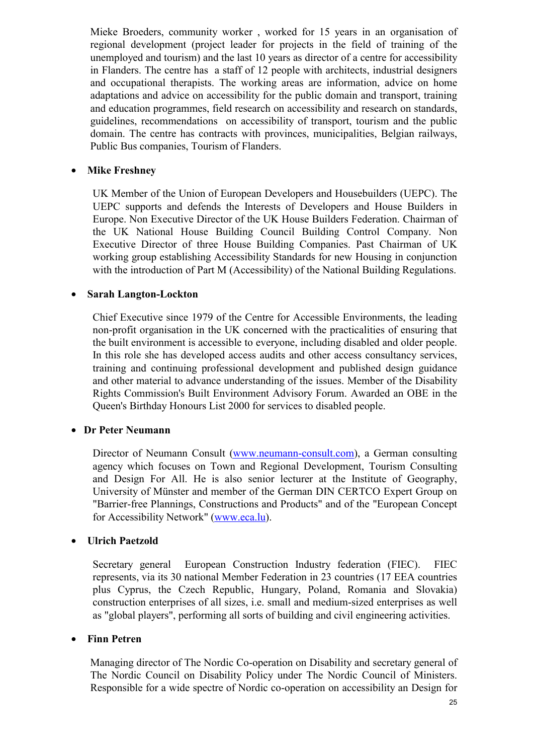Mieke Broeders, community worker , worked for 15 years in an organisation of regional development (project leader for projects in the field of training of the unemployed and tourism) and the last 10 years as director of a centre for accessibility in Flanders. The centre has a staff of 12 people with architects, industrial designers and occupational therapists. The working areas are information, advice on home adaptations and advice on accessibility for the public domain and transport, training and education programmes, field research on accessibility and research on standards, guidelines, recommendations on accessibility of transport, tourism and the public domain. The centre has contracts with provinces, municipalities, Belgian railways, Public Bus companies, Tourism of Flanders.

- **Mike Freshney**

  UK Member of the Union of European Developers and Housebuilders (UEPC). The UEPC supports and defends the Interests of Developers and House Builders in Europe. Non Executive Director of the UK House Builders Federation. Chairman of the UK National House Building Council Building Control Company. Non Executive Director of three House Building Companies. Past Chairman of UK working group establishing Accessibility Standards for new Housing in conjunction with the introduction of Part M (Accessibility) of the National Building Regulations.

- **Sarah Langton-Lockton**

  Chief Executive since 1979 of the Centre for Accessible Environments, the leading non-profit organisation in the UK concerned with the practicalities of ensuring that the built environment is accessible to everyone, including disabled and older people. In this role she has developed access audits and other access consultancy services, training and continuing professional development and published design guidance and other material to advance understanding of the issues. Member of the Disability Rights Commission's Built Environment Advisory Forum. Awarded an OBE in the Queen's Birthday Honours List 2000 for services to disabled people.

- **Dr Peter Neumann**

  Director of Neumann Consult (www.neumann-consult.com), a German consulting agency which focuses on Town and Regional Development, Tourism Consulting and Design For All. He is also senior lecturer at the Institute of Geography, University of Münster and member of the German DIN CERTCO Expert Group on "Barrier-free Plannings, Constructions and Products" and of the "European Concept for Accessibility Network" (www.eca.lu).

- **Ulrich Paetzold**

  Secretary general European Construction Industry federation (FIEC). FIEC represents, via its 30 national Member Federation in 23 countries (17 EEA countries plus Cyprus, the Czech Republic, Hungary, Poland, Romania and Slovakia) construction enterprises of all sizes, i.e. small and medium-sized enterprises as well as "global players", performing all sorts of building and civil engineering activities.

- **Finn Petren**

  Managing director of The Nordic Co-operation on Disability and secretary general of The Nordic Council on Disability Policy under The Nordic Council of Ministers. Responsible for a wide spectre of Nordic co-operation on accessibility an Design for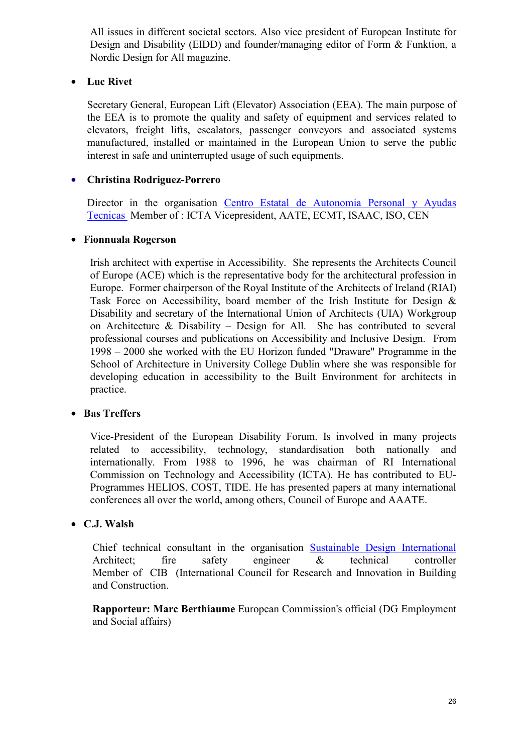All issues in different societal sectors. Also vice president of European Institute for Design and Disability (EIDD) and founder/managing editor of Form & Funktion, a Nordic Design for All magazine.

- **Luc Rivet**

  Secretary General, European Lift (Elevator) Association (EEA). The main purpose of the EEA is to promote the quality and safety of equipment and services related to elevators, freight lifts, escalators, passenger conveyors and associated systems manufactured, installed or maintained in the European Union to serve the public interest in safe and uninterrupted usage of such equipments.

- **Christina Rodriguez-Porrero**

  Director in the organisation Centro Estatal de Autonomia Personal y Ayudas Tecnicas Member of : ICTA Vicepresident, AATE, ECMT, ISAAC, ISO, CEN

- **Fionnuala Rogerson**

  Irish architect with expertise in Accessibility. She represents the Architects Council of Europe (ACE) which is the representative body for the architectural profession in Europe. Former chairperson of the Royal Institute of the Architects of Ireland (RIAI) Task Force on Accessibility, board member of the Irish Institute for Design & Disability and secretary of the International Union of Architects (UIA) Workgroup on Architecture & Disability – Design for All. She has contributed to several professional courses and publications on Accessibility and Inclusive Design. From 1998 – 2000 she worked with the EU Horizon funded "Draware" Programme in the School of Architecture in University College Dublin where she was responsible for developing education in accessibility to the Built Environment for architects in practice.

- **Bas Treffers**

  Vice-President of the European Disability Forum. Is involved in many projects related to accessibility, technology, standardisation both nationally and internationally. From 1988 to 1996, he was chairman of RI International Commission on Technology and Accessibility (ICTA). He has contributed to EU-Programmes HELIOS, COST, TIDE. He has presented papers at many international conferences all over the world, among others, Council of Europe and AAATE.

- **C.J. Walsh**

  Chief technical consultant in the organisation Sustainable Design International Architect; fire safety engineer & technical controller Member of CIB (International Council for Research and Innovation in Building and Construction.

  **Rapporteur: Marc Berthiaume** European Commission's official (DG Employment and Social affairs)